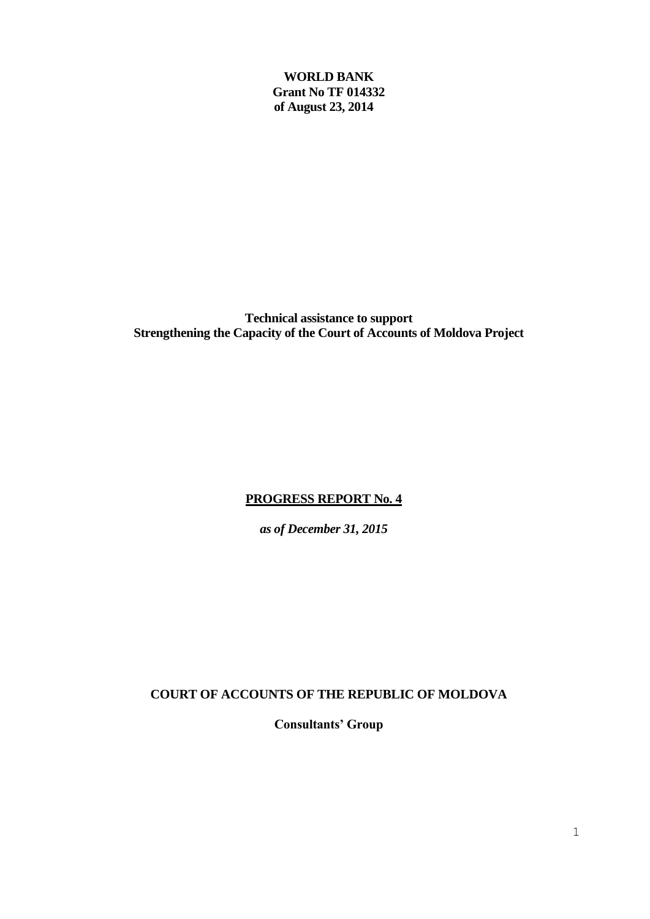**WORLD BANK**
**Grant No TF 014332**
**of August 23, 2014**

**Technical assistance to support**
**Strengthening the Capacity of the Court of Accounts of Moldova Project**

**PROGRESS REPORT No. 4**

***as of December 31, 2015***

**COURT OF ACCOUNTS OF THE REPUBLIC OF MOLDOVA**

**Consultants' Group**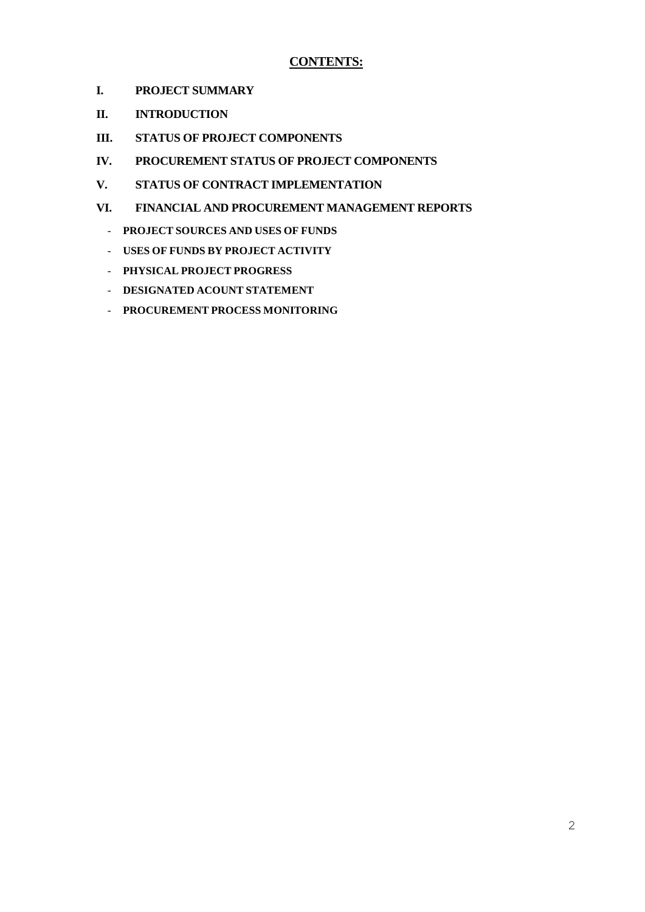# CONTENTS:

**I. PROJECT SUMMARY**

**II. INTRODUCTION**

**III. STATUS OF PROJECT COMPONENTS**

**IV. PROCUREMENT STATUS OF PROJECT COMPONENTS**

**V. STATUS OF CONTRACT IMPLEMENTATION**

**VI. FINANCIAL AND PROCUREMENT MANAGEMENT REPORTS**

- **PROJECT SOURCES AND USES OF FUNDS**
- **USES OF FUNDS BY PROJECT ACTIVITY**
- **PHYSICAL PROJECT PROGRESS**
- **DESIGNATED ACOUNT STATEMENT**
- **PROCUREMENT PROCESS MONITORING**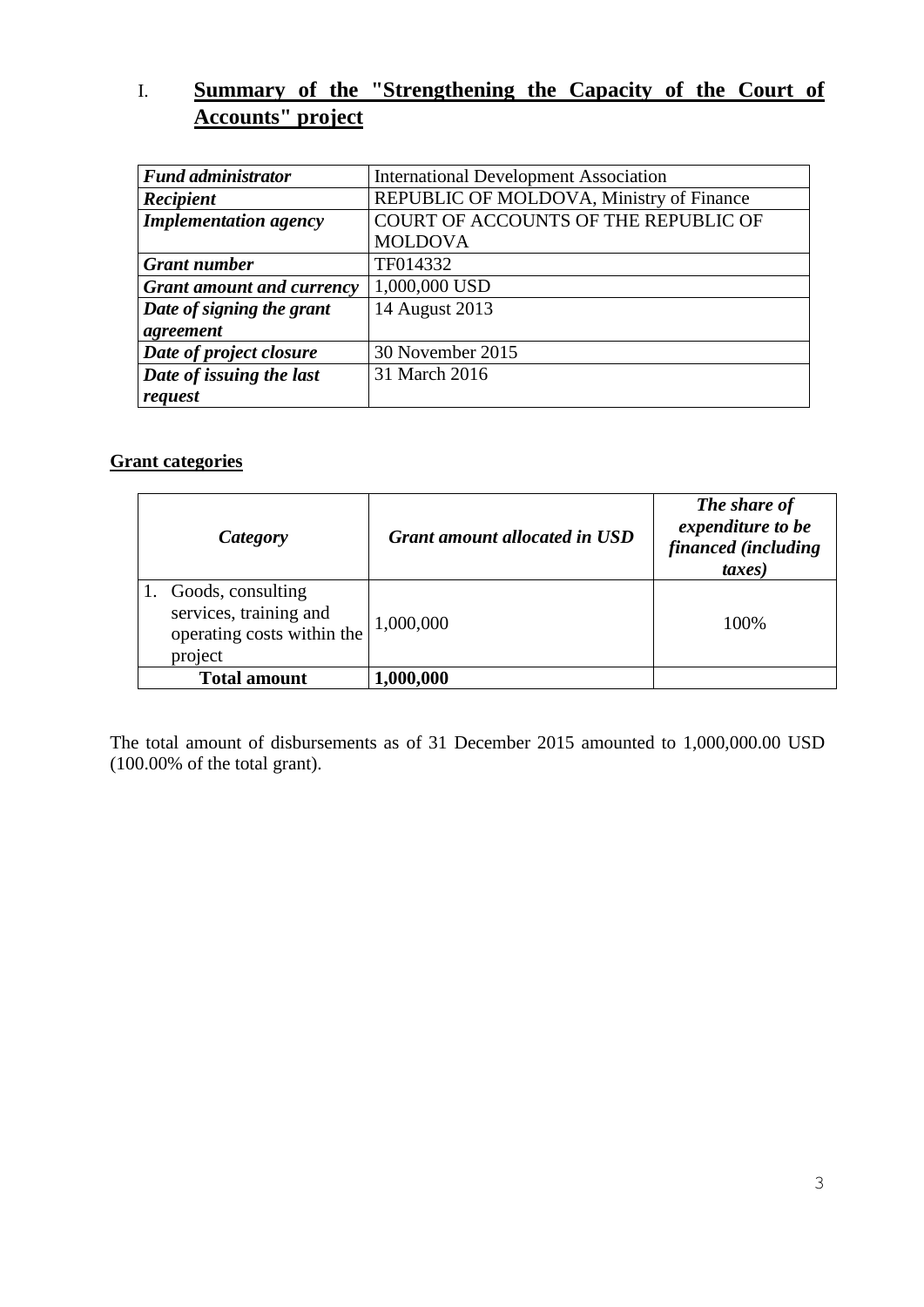# I. Summary of the "Strengthening the Capacity of the Court of Accounts" project

| | |
|---|---|
| ***Fund administrator*** | International Development Association |
| ***Recipient*** | REPUBLIC OF MOLDOVA, Ministry of Finance |
| ***Implementation agency*** | COURT OF ACCOUNTS OF THE REPUBLIC OF MOLDOVA |
| ***Grant number*** | TF014332 |
| ***Grant amount and currency*** | 1,000,000 USD |
| ***Date of signing the grant agreement*** | 14 August 2013 |
| ***Date of project closure*** | 30 November 2015 |
| ***Date of issuing the last request*** | 31 March 2016 |

**Grant categories**

| *Category* | *Grant amount allocated in USD* | *The share of expenditure to be financed (including taxes)* |
|---|---|---|
| 1. Goods, consulting services, training and operating costs within the project | 1,000,000 | 100% |
| **Total amount** | **1,000,000** | |

The total amount of disbursements as of 31 December 2015 amounted to 1,000,000.00 USD (100.00% of the total grant).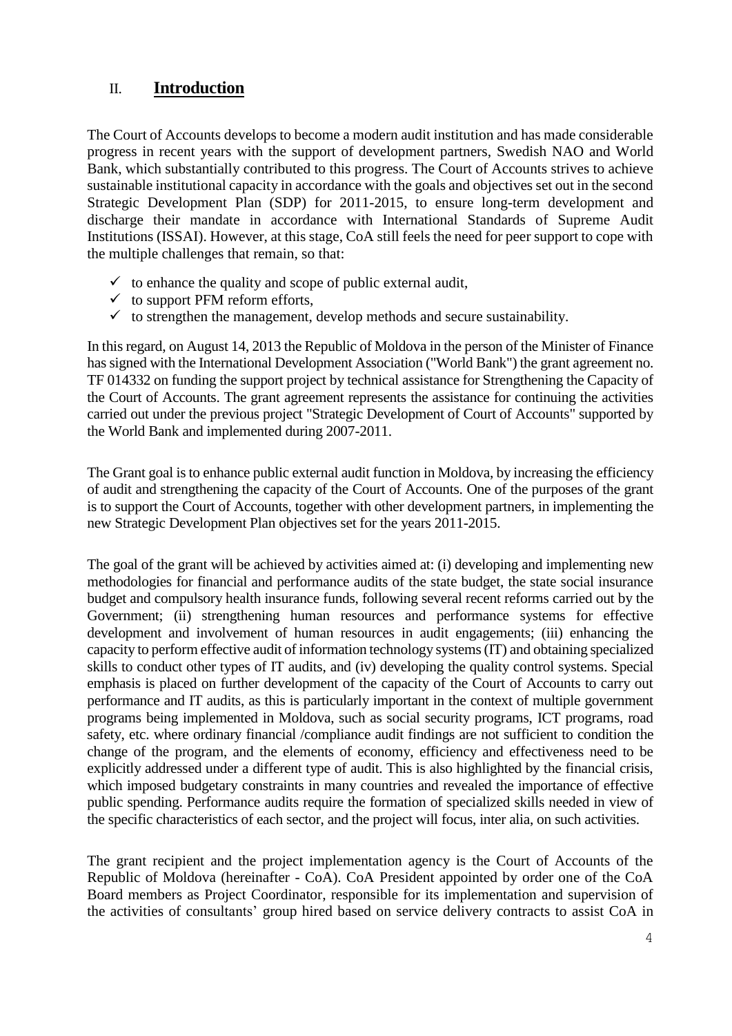## II. Introduction

The Court of Accounts develops to become a modern audit institution and has made considerable progress in recent years with the support of development partners, Swedish NAO and World Bank, which substantially contributed to this progress. The Court of Accounts strives to achieve sustainable institutional capacity in accordance with the goals and objectives set out in the second Strategic Development Plan (SDP) for 2011-2015, to ensure long-term development and discharge their mandate in accordance with International Standards of Supreme Audit Institutions (ISSAI). However, at this stage, CoA still feels the need for peer support to cope with the multiple challenges that remain, so that:

- ✓ to enhance the quality and scope of public external audit,
- ✓ to support PFM reform efforts,
- ✓ to strengthen the management, develop methods and secure sustainability.

In this regard, on August 14, 2013 the Republic of Moldova in the person of the Minister of Finance has signed with the International Development Association ("World Bank") the grant agreement no. TF 014332 on funding the support project by technical assistance for Strengthening the Capacity of the Court of Accounts. The grant agreement represents the assistance for continuing the activities carried out under the previous project "Strategic Development of Court of Accounts" supported by the World Bank and implemented during 2007-2011.

The Grant goal is to enhance public external audit function in Moldova, by increasing the efficiency of audit and strengthening the capacity of the Court of Accounts. One of the purposes of the grant is to support the Court of Accounts, together with other development partners, in implementing the new Strategic Development Plan objectives set for the years 2011-2015.

The goal of the grant will be achieved by activities aimed at: (i) developing and implementing new methodologies for financial and performance audits of the state budget, the state social insurance budget and compulsory health insurance funds, following several recent reforms carried out by the Government; (ii) strengthening human resources and performance systems for effective development and involvement of human resources in audit engagements; (iii) enhancing the capacity to perform effective audit of information technology systems (IT) and obtaining specialized skills to conduct other types of IT audits, and (iv) developing the quality control systems. Special emphasis is placed on further development of the capacity of the Court of Accounts to carry out performance and IT audits, as this is particularly important in the context of multiple government programs being implemented in Moldova, such as social security programs, ICT programs, road safety, etc. where ordinary financial /compliance audit findings are not sufficient to condition the change of the program, and the elements of economy, efficiency and effectiveness need to be explicitly addressed under a different type of audit. This is also highlighted by the financial crisis, which imposed budgetary constraints in many countries and revealed the importance of effective public spending. Performance audits require the formation of specialized skills needed in view of the specific characteristics of each sector, and the project will focus, inter alia, on such activities.

The grant recipient and the project implementation agency is the Court of Accounts of the Republic of Moldova (hereinafter - CoA). CoA President appointed by order one of the CoA Board members as Project Coordinator, responsible for its implementation and supervision of the activities of consultants' group hired based on service delivery contracts to assist CoA in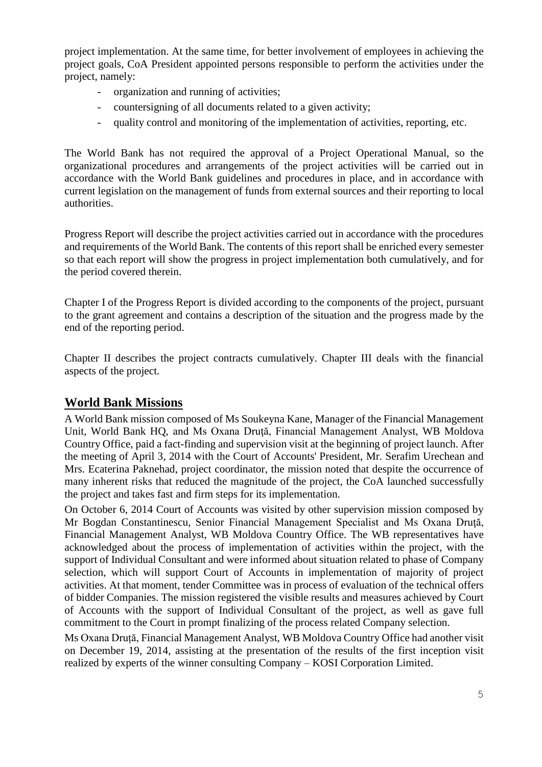project implementation. At the same time, for better involvement of employees in achieving the project goals, CoA President appointed persons responsible to perform the activities under the project, namely:

- organization and running of activities;
- countersigning of all documents related to a given activity;
- quality control and monitoring of the implementation of activities, reporting, etc.

The World Bank has not required the approval of a Project Operational Manual, so the organizational procedures and arrangements of the project activities will be carried out in accordance with the World Bank guidelines and procedures in place, and in accordance with current legislation on the management of funds from external sources and their reporting to local authorities.

Progress Report will describe the project activities carried out in accordance with the procedures and requirements of the World Bank. The contents of this report shall be enriched every semester so that each report will show the progress in project implementation both cumulatively, and for the period covered therein.

Chapter I of the Progress Report is divided according to the components of the project, pursuant to the grant agreement and contains a description of the situation and the progress made by the end of the reporting period.

Chapter II describes the project contracts cumulatively. Chapter III deals with the financial aspects of the project.

## World Bank Missions

A World Bank mission composed of Ms Soukeyna Kane, Manager of the Financial Management Unit, World Bank HQ, and Ms Oxana Druţă, Financial Management Analyst, WB Moldova Country Office, paid a fact-finding and supervision visit at the beginning of project launch. After the meeting of April 3, 2014 with the Court of Accounts' President, Mr. Serafim Urechean and Mrs. Ecaterina Paknehad, project coordinator, the mission noted that despite the occurrence of many inherent risks that reduced the magnitude of the project, the CoA launched successfully the project and takes fast and firm steps for its implementation.

On October 6, 2014 Court of Accounts was visited by other supervision mission composed by Mr Bogdan Constantinescu, Senior Financial Management Specialist and Ms Oxana Druţă, Financial Management Analyst, WB Moldova Country Office. The WB representatives have acknowledged about the process of implementation of activities within the project, with the support of Individual Consultant and were informed about situation related to phase of Company selection, which will support Court of Accounts in implementation of majority of project activities. At that moment, tender Committee was in process of evaluation of the technical offers of bidder Companies. The mission registered the visible results and measures achieved by Court of Accounts with the support of Individual Consultant of the project, as well as gave full commitment to the Court in prompt finalizing of the process related Company selection.

Ms Oxana Druță, Financial Management Analyst, WB Moldova Country Office had another visit on December 19, 2014, assisting at the presentation of the results of the first inception visit realized by experts of the winner consulting Company – KOSI Corporation Limited.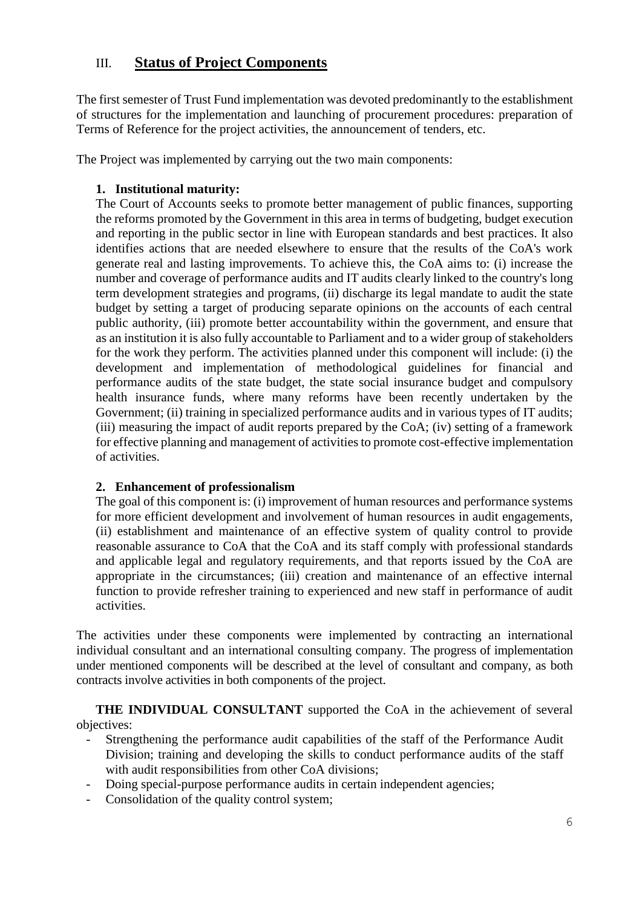## III. Status of Project Components

The first semester of Trust Fund implementation was devoted predominantly to the establishment of structures for the implementation and launching of procurement procedures: preparation of Terms of Reference for the project activities, the announcement of tenders, etc.

The Project was implemented by carrying out the two main components:

1. **Institutional maturity:**
   The Court of Accounts seeks to promote better management of public finances, supporting the reforms promoted by the Government in this area in terms of budgeting, budget execution and reporting in the public sector in line with European standards and best practices. It also identifies actions that are needed elsewhere to ensure that the results of the CoA's work generate real and lasting improvements. To achieve this, the CoA aims to: (i) increase the number and coverage of performance audits and IT audits clearly linked to the country's long term development strategies and programs, (ii) discharge its legal mandate to audit the state budget by setting a target of producing separate opinions on the accounts of each central public authority, (iii) promote better accountability within the government, and ensure that as an institution it is also fully accountable to Parliament and to a wider group of stakeholders for the work they perform. The activities planned under this component will include: (i) the development and implementation of methodological guidelines for financial and performance audits of the state budget, the state social insurance budget and compulsory health insurance funds, where many reforms have been recently undertaken by the Government; (ii) training in specialized performance audits and in various types of IT audits; (iii) measuring the impact of audit reports prepared by the CoA; (iv) setting of a framework for effective planning and management of activities to promote cost-effective implementation of activities.

2. **Enhancement of professionalism**
   The goal of this component is: (i) improvement of human resources and performance systems for more efficient development and involvement of human resources in audit engagements, (ii) establishment and maintenance of an effective system of quality control to provide reasonable assurance to CoA that the CoA and its staff comply with professional standards and applicable legal and regulatory requirements, and that reports issued by the CoA are appropriate in the circumstances; (iii) creation and maintenance of an effective internal function to provide refresher training to experienced and new staff in performance of audit activities.

The activities under these components were implemented by contracting an international individual consultant and an international consulting company. The progress of implementation under mentioned components will be described at the level of consultant and company, as both contracts involve activities in both components of the project.

**THE INDIVIDUAL CONSULTANT** supported the CoA in the achievement of several objectives:

- Strengthening the performance audit capabilities of the staff of the Performance Audit Division; training and developing the skills to conduct performance audits of the staff with audit responsibilities from other CoA divisions;
- Doing special-purpose performance audits in certain independent agencies;
- Consolidation of the quality control system;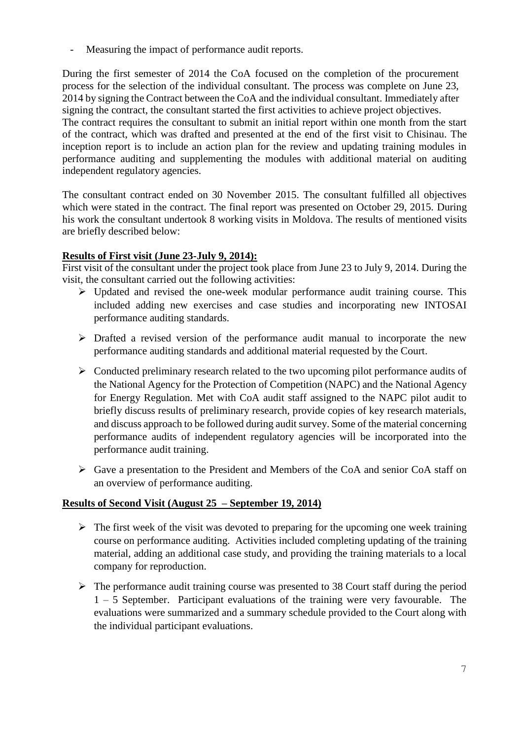- Measuring the impact of performance audit reports.

During the first semester of 2014 the CoA focused on the completion of the procurement process for the selection of the individual consultant. The process was complete on June 23, 2014 by signing the Contract between the CoA and the individual consultant. Immediately after signing the contract, the consultant started the first activities to achieve project objectives. The contract requires the consultant to submit an initial report within one month from the start of the contract, which was drafted and presented at the end of the first visit to Chisinau. The inception report is to include an action plan for the review and updating training modules in performance auditing and supplementing the modules with additional material on auditing independent regulatory agencies.

The consultant contract ended on 30 November 2015. The consultant fulfilled all objectives which were stated in the contract. The final report was presented on October 29, 2015. During his work the consultant undertook 8 working visits in Moldova. The results of mentioned visits are briefly described below:

**Results of First visit (June 23-July 9, 2014):**

First visit of the consultant under the project took place from June 23 to July 9, 2014. During the visit, the consultant carried out the following activities:

- Updated and revised the one-week modular performance audit training course. This included adding new exercises and case studies and incorporating new INTOSAI performance auditing standards.
- Drafted a revised version of the performance audit manual to incorporate the new performance auditing standards and additional material requested by the Court.
- Conducted preliminary research related to the two upcoming pilot performance audits of the National Agency for the Protection of Competition (NAPC) and the National Agency for Energy Regulation. Met with CoA audit staff assigned to the NAPC pilot audit to briefly discuss results of preliminary research, provide copies of key research materials, and discuss approach to be followed during audit survey. Some of the material concerning performance audits of independent regulatory agencies will be incorporated into the performance audit training.
- Gave a presentation to the President and Members of the CoA and senior CoA staff on an overview of performance auditing.

**Results of Second Visit (August 25 – September 19, 2014)**

- The first week of the visit was devoted to preparing for the upcoming one week training course on performance auditing. Activities included completing updating of the training material, adding an additional case study, and providing the training materials to a local company for reproduction.
- The performance audit training course was presented to 38 Court staff during the period 1 – 5 September. Participant evaluations of the training were very favourable. The evaluations were summarized and a summary schedule provided to the Court along with the individual participant evaluations.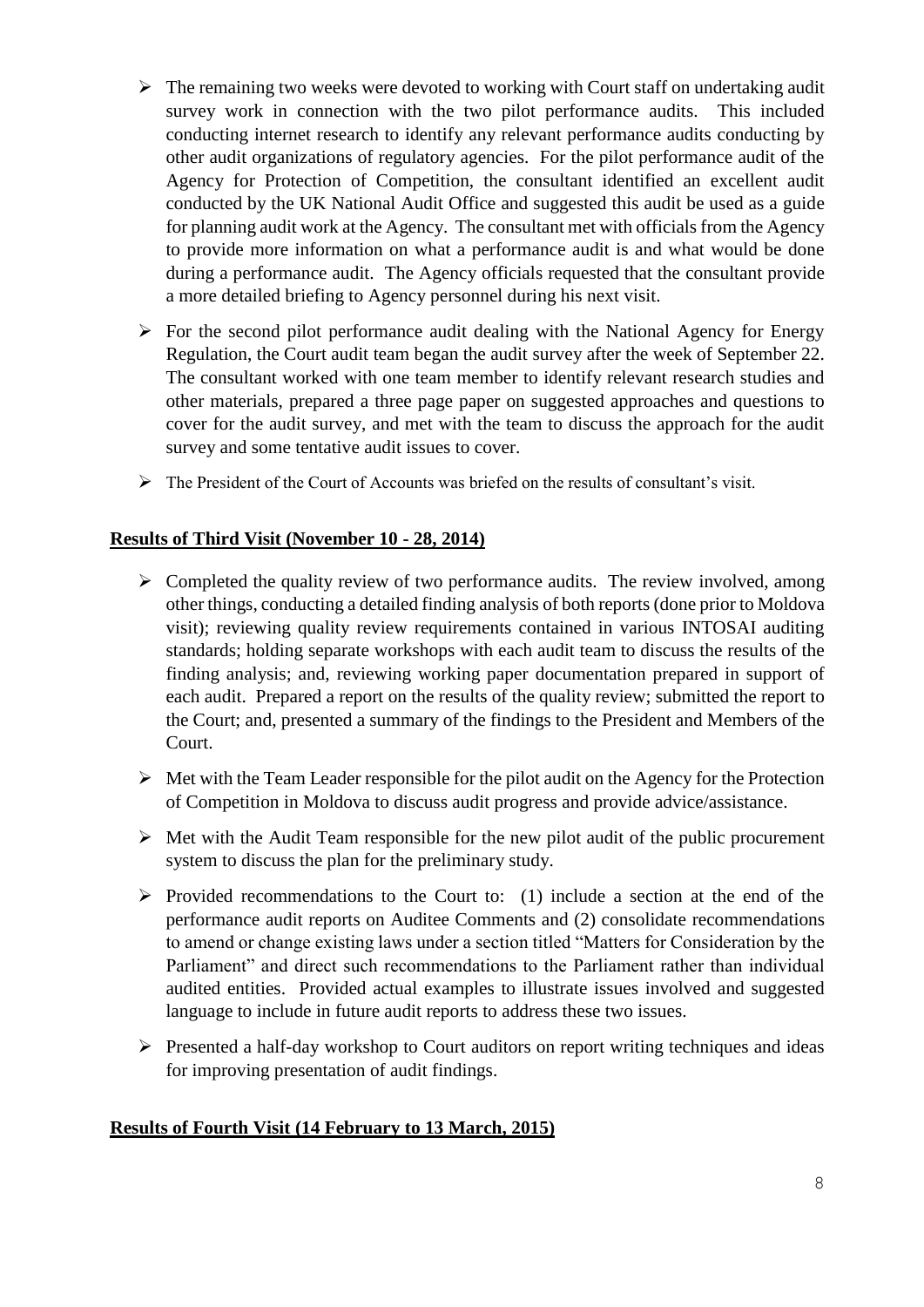- The remaining two weeks were devoted to working with Court staff on undertaking audit survey work in connection with the two pilot performance audits. This included conducting internet research to identify any relevant performance audits conducting by other audit organizations of regulatory agencies. For the pilot performance audit of the Agency for Protection of Competition, the consultant identified an excellent audit conducted by the UK National Audit Office and suggested this audit be used as a guide for planning audit work at the Agency. The consultant met with officials from the Agency to provide more information on what a performance audit is and what would be done during a performance audit. The Agency officials requested that the consultant provide a more detailed briefing to Agency personnel during his next visit.

- For the second pilot performance audit dealing with the National Agency for Energy Regulation, the Court audit team began the audit survey after the week of September 22. The consultant worked with one team member to identify relevant research studies and other materials, prepared a three page paper on suggested approaches and questions to cover for the audit survey, and met with the team to discuss the approach for the audit survey and some tentative audit issues to cover.

- The President of the Court of Accounts was briefed on the results of consultant's visit.

**Results of Third Visit (November 10 - 28, 2014)**

- Completed the quality review of two performance audits. The review involved, among other things, conducting a detailed finding analysis of both reports (done prior to Moldova visit); reviewing quality review requirements contained in various INTOSAI auditing standards; holding separate workshops with each audit team to discuss the results of the finding analysis; and, reviewing working paper documentation prepared in support of each audit. Prepared a report on the results of the quality review; submitted the report to the Court; and, presented a summary of the findings to the President and Members of the Court.

- Met with the Team Leader responsible for the pilot audit on the Agency for the Protection of Competition in Moldova to discuss audit progress and provide advice/assistance.

- Met with the Audit Team responsible for the new pilot audit of the public procurement system to discuss the plan for the preliminary study.

- Provided recommendations to the Court to: (1) include a section at the end of the performance audit reports on Auditee Comments and (2) consolidate recommendations to amend or change existing laws under a section titled "Matters for Consideration by the Parliament" and direct such recommendations to the Parliament rather than individual audited entities. Provided actual examples to illustrate issues involved and suggested language to include in future audit reports to address these two issues.

- Presented a half-day workshop to Court auditors on report writing techniques and ideas for improving presentation of audit findings.

**Results of Fourth Visit (14 February to 13 March, 2015)**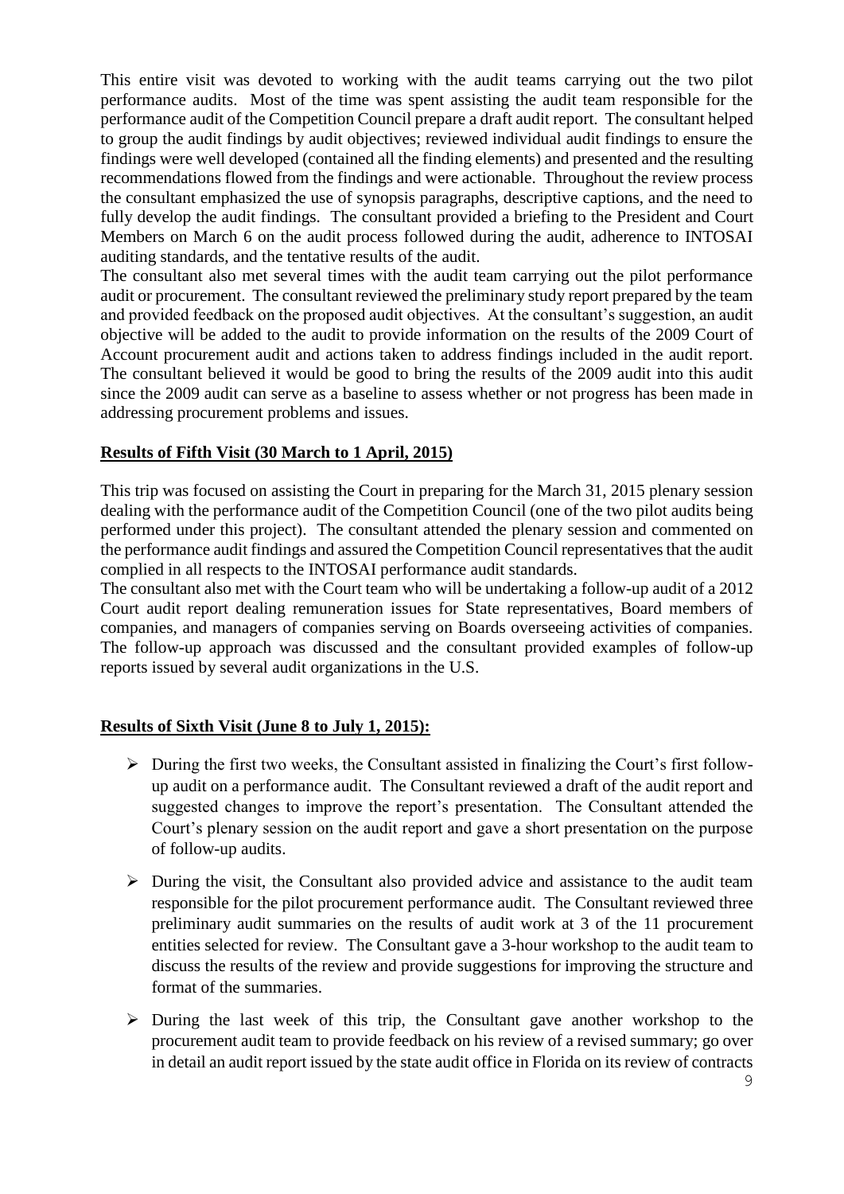This entire visit was devoted to working with the audit teams carrying out the two pilot performance audits. Most of the time was spent assisting the audit team responsible for the performance audit of the Competition Council prepare a draft audit report. The consultant helped to group the audit findings by audit objectives; reviewed individual audit findings to ensure the findings were well developed (contained all the finding elements) and presented and the resulting recommendations flowed from the findings and were actionable. Throughout the review process the consultant emphasized the use of synopsis paragraphs, descriptive captions, and the need to fully develop the audit findings. The consultant provided a briefing to the President and Court Members on March 6 on the audit process followed during the audit, adherence to INTOSAI auditing standards, and the tentative results of the audit.

The consultant also met several times with the audit team carrying out the pilot performance audit or procurement. The consultant reviewed the preliminary study report prepared by the team and provided feedback on the proposed audit objectives. At the consultant's suggestion, an audit objective will be added to the audit to provide information on the results of the 2009 Court of Account procurement audit and actions taken to address findings included in the audit report. The consultant believed it would be good to bring the results of the 2009 audit into this audit since the 2009 audit can serve as a baseline to assess whether or not progress has been made in addressing procurement problems and issues.

**Results of Fifth Visit (30 March to 1 April, 2015)**

This trip was focused on assisting the Court in preparing for the March 31, 2015 plenary session dealing with the performance audit of the Competition Council (one of the two pilot audits being performed under this project). The consultant attended the plenary session and commented on the performance audit findings and assured the Competition Council representatives that the audit complied in all respects to the INTOSAI performance audit standards.

The consultant also met with the Court team who will be undertaking a follow-up audit of a 2012 Court audit report dealing remuneration issues for State representatives, Board members of companies, and managers of companies serving on Boards overseeing activities of companies. The follow-up approach was discussed and the consultant provided examples of follow-up reports issued by several audit organizations in the U.S.

**Results of Sixth Visit (June 8 to July 1, 2015):**

- During the first two weeks, the Consultant assisted in finalizing the Court's first follow-up audit on a performance audit. The Consultant reviewed a draft of the audit report and suggested changes to improve the report's presentation. The Consultant attended the Court's plenary session on the audit report and gave a short presentation on the purpose of follow-up audits.

- During the visit, the Consultant also provided advice and assistance to the audit team responsible for the pilot procurement performance audit. The Consultant reviewed three preliminary audit summaries on the results of audit work at 3 of the 11 procurement entities selected for review. The Consultant gave a 3-hour workshop to the audit team to discuss the results of the review and provide suggestions for improving the structure and format of the summaries.

- During the last week of this trip, the Consultant gave another workshop to the procurement audit team to provide feedback on his review of a revised summary; go over in detail an audit report issued by the state audit office in Florida on its review of contracts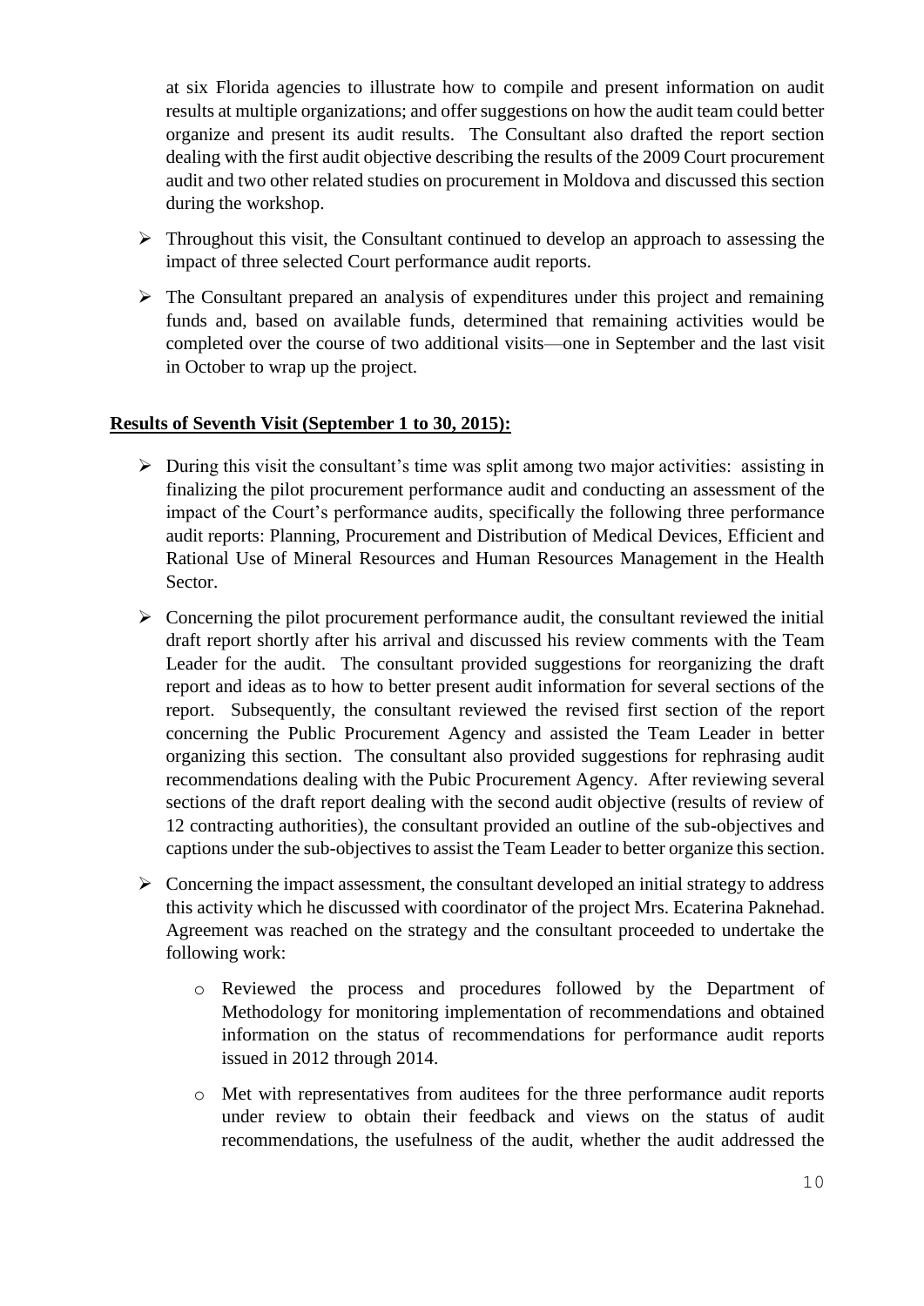at six Florida agencies to illustrate how to compile and present information on audit results at multiple organizations; and offer suggestions on how the audit team could better organize and present its audit results. The Consultant also drafted the report section dealing with the first audit objective describing the results of the 2009 Court procurement audit and two other related studies on procurement in Moldova and discussed this section during the workshop.

- Throughout this visit, the Consultant continued to develop an approach to assessing the impact of three selected Court performance audit reports.
- The Consultant prepared an analysis of expenditures under this project and remaining funds and, based on available funds, determined that remaining activities would be completed over the course of two additional visits—one in September and the last visit in October to wrap up the project.

**Results of Seventh Visit (September 1 to 30, 2015):**

- During this visit the consultant's time was split among two major activities: assisting in finalizing the pilot procurement performance audit and conducting an assessment of the impact of the Court's performance audits, specifically the following three performance audit reports: Planning, Procurement and Distribution of Medical Devices, Efficient and Rational Use of Mineral Resources and Human Resources Management in the Health Sector.
- Concerning the pilot procurement performance audit, the consultant reviewed the initial draft report shortly after his arrival and discussed his review comments with the Team Leader for the audit. The consultant provided suggestions for reorganizing the draft report and ideas as to how to better present audit information for several sections of the report. Subsequently, the consultant reviewed the revised first section of the report concerning the Public Procurement Agency and assisted the Team Leader in better organizing this section. The consultant also provided suggestions for rephrasing audit recommendations dealing with the Pubic Procurement Agency. After reviewing several sections of the draft report dealing with the second audit objective (results of review of 12 contracting authorities), the consultant provided an outline of the sub-objectives and captions under the sub-objectives to assist the Team Leader to better organize this section.
- Concerning the impact assessment, the consultant developed an initial strategy to address this activity which he discussed with coordinator of the project Mrs. Ecaterina Paknehad. Agreement was reached on the strategy and the consultant proceeded to undertake the following work:
    - Reviewed the process and procedures followed by the Department of Methodology for monitoring implementation of recommendations and obtained information on the status of recommendations for performance audit reports issued in 2012 through 2014.
    - Met with representatives from auditees for the three performance audit reports under review to obtain their feedback and views on the status of audit recommendations, the usefulness of the audit, whether the audit addressed the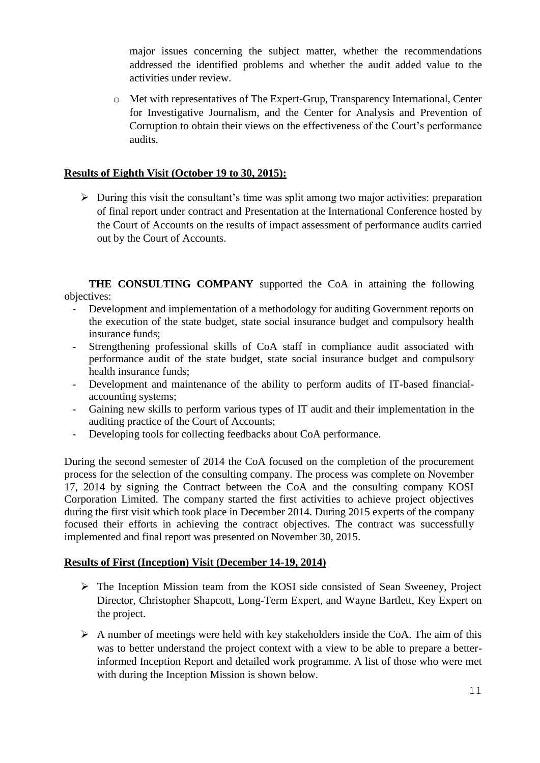major issues concerning the subject matter, whether the recommendations addressed the identified problems and whether the audit added value to the activities under review.

- Met with representatives of The Expert-Grup, Transparency International, Center for Investigative Journalism, and the Center for Analysis and Prevention of Corruption to obtain their views on the effectiveness of the Court's performance audits.

**Results of Eighth Visit (October 19 to 30, 2015):**

- During this visit the consultant's time was split among two major activities: preparation of final report under contract and Presentation at the International Conference hosted by the Court of Accounts on the results of impact assessment of performance audits carried out by the Court of Accounts.

**THE CONSULTING COMPANY** supported the CoA in attaining the following objectives:

- Development and implementation of a methodology for auditing Government reports on the execution of the state budget, state social insurance budget and compulsory health insurance funds;
- Strengthening professional skills of CoA staff in compliance audit associated with performance audit of the state budget, state social insurance budget and compulsory health insurance funds;
- Development and maintenance of the ability to perform audits of IT-based financial-accounting systems;
- Gaining new skills to perform various types of IT audit and their implementation in the auditing practice of the Court of Accounts;
- Developing tools for collecting feedbacks about CoA performance.

During the second semester of 2014 the CoA focused on the completion of the procurement process for the selection of the consulting company. The process was complete on November 17, 2014 by signing the Contract between the CoA and the consulting company KOSI Corporation Limited. The company started the first activities to achieve project objectives during the first visit which took place in December 2014. During 2015 experts of the company focused their efforts in achieving the contract objectives. The contract was successfully implemented and final report was presented on November 30, 2015.

**Results of First (Inception) Visit (December 14-19, 2014)**

- The Inception Mission team from the KOSI side consisted of Sean Sweeney, Project Director, Christopher Shapcott, Long-Term Expert, and Wayne Bartlett, Key Expert on the project.
- A number of meetings were held with key stakeholders inside the CoA. The aim of this was to better understand the project context with a view to be able to prepare a better-informed Inception Report and detailed work programme. A list of those who were met with during the Inception Mission is shown below.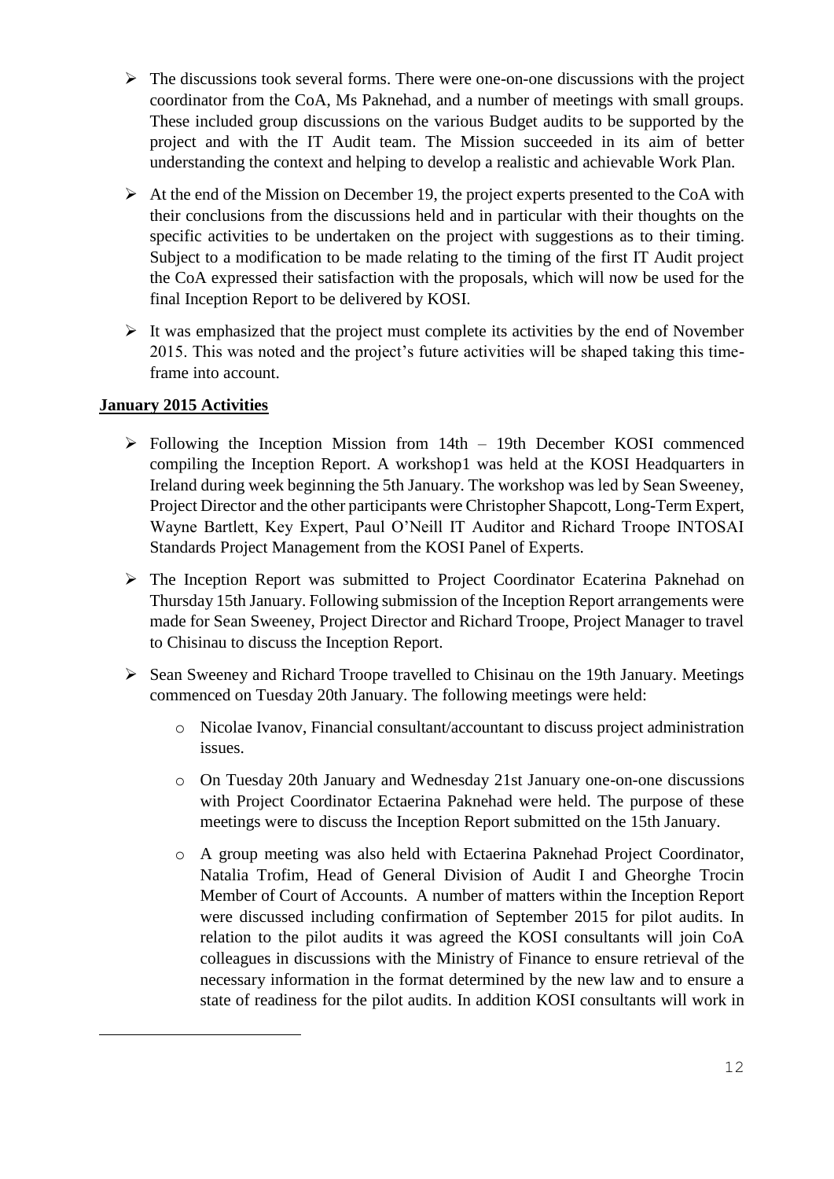- The discussions took several forms. There were one-on-one discussions with the project coordinator from the CoA, Ms Paknehad, and a number of meetings with small groups. These included group discussions on the various Budget audits to be supported by the project and with the IT Audit team. The Mission succeeded in its aim of better understanding the context and helping to develop a realistic and achievable Work Plan.
- At the end of the Mission on December 19, the project experts presented to the CoA with their conclusions from the discussions held and in particular with their thoughts on the specific activities to be undertaken on the project with suggestions as to their timing. Subject to a modification to be made relating to the timing of the first IT Audit project the CoA expressed their satisfaction with the proposals, which will now be used for the final Inception Report to be delivered by KOSI.
- It was emphasized that the project must complete its activities by the end of November 2015. This was noted and the project's future activities will be shaped taking this time-frame into account.

**January 2015 Activities**

- Following the Inception Mission from 14th – 19th December KOSI commenced compiling the Inception Report. A workshop1 was held at the KOSI Headquarters in Ireland during week beginning the 5th January. The workshop was led by Sean Sweeney, Project Director and the other participants were Christopher Shapcott, Long-Term Expert, Wayne Bartlett, Key Expert, Paul O'Neill IT Auditor and Richard Troope INTOSAI Standards Project Management from the KOSI Panel of Experts.
- The Inception Report was submitted to Project Coordinator Ecaterina Paknehad on Thursday 15th January. Following submission of the Inception Report arrangements were made for Sean Sweeney, Project Director and Richard Troope, Project Manager to travel to Chisinau to discuss the Inception Report.
- Sean Sweeney and Richard Troope travelled to Chisinau on the 19th January. Meetings commenced on Tuesday 20th January. The following meetings were held:
  - Nicolae Ivanov, Financial consultant/accountant to discuss project administration issues.
  - On Tuesday 20th January and Wednesday 21st January one-on-one discussions with Project Coordinator Ectaerina Paknehad were held. The purpose of these meetings were to discuss the Inception Report submitted on the 15th January.
  - A group meeting was also held with Ectaerina Paknehad Project Coordinator, Natalia Trofim, Head of General Division of Audit I and Gheorghe Trocin Member of Court of Accounts. A number of matters within the Inception Report were discussed including confirmation of September 2015 for pilot audits. In relation to the pilot audits it was agreed the KOSI consultants will join CoA colleagues in discussions with the Ministry of Finance to ensure retrieval of the necessary information in the format determined by the new law and to ensure a state of readiness for the pilot audits. In addition KOSI consultants will work in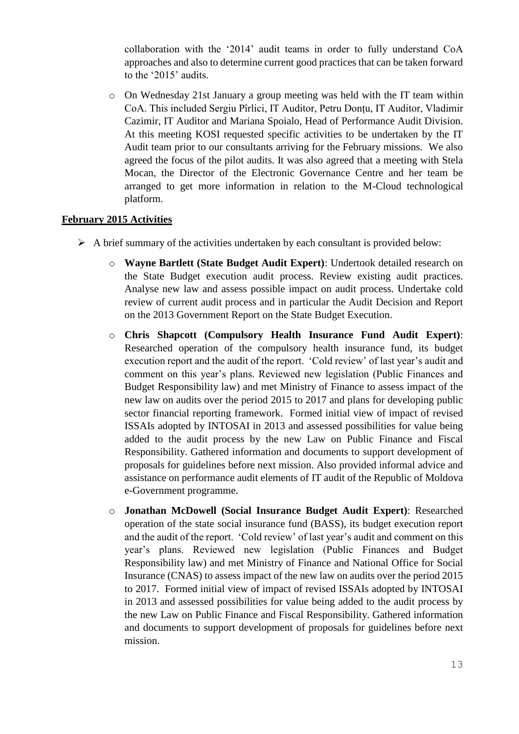collaboration with the '2014' audit teams in order to fully understand CoA approaches and also to determine current good practices that can be taken forward to the '2015' audits.

  - On Wednesday 21st January a group meeting was held with the IT team within CoA. This included Sergiu Pîrlici, IT Auditor, Petru Donțu, IT Auditor, Vladimir Cazimir, IT Auditor and Mariana Spoialo, Head of Performance Audit Division. At this meeting KOSI requested specific activities to be undertaken by the IT Audit team prior to our consultants arriving for the February missions. We also agreed the focus of the pilot audits. It was also agreed that a meeting with Stela Mocan, the Director of the Electronic Governance Centre and her team be arranged to get more information in relation to the M-Cloud technological platform.

**February 2015 Activities**

- A brief summary of the activities undertaken by each consultant is provided below:
  - **Wayne Bartlett (State Budget Audit Expert)**: Undertook detailed research on the State Budget execution audit process. Review existing audit practices. Analyse new law and assess possible impact on audit process. Undertake cold review of current audit process and in particular the Audit Decision and Report on the 2013 Government Report on the State Budget Execution.
  - **Chris Shapcott (Compulsory Health Insurance Fund Audit Expert)**: Researched operation of the compulsory health insurance fund, its budget execution report and the audit of the report. 'Cold review' of last year's audit and comment on this year's plans. Reviewed new legislation (Public Finances and Budget Responsibility law) and met Ministry of Finance to assess impact of the new law on audits over the period 2015 to 2017 and plans for developing public sector financial reporting framework. Formed initial view of impact of revised ISSAIs adopted by INTOSAI in 2013 and assessed possibilities for value being added to the audit process by the new Law on Public Finance and Fiscal Responsibility. Gathered information and documents to support development of proposals for guidelines before next mission. Also provided informal advice and assistance on performance audit elements of IT audit of the Republic of Moldova e-Government programme.
  - **Jonathan McDowell (Social Insurance Budget Audit Expert)**: Researched operation of the state social insurance fund (BASS), its budget execution report and the audit of the report. 'Cold review' of last year's audit and comment on this year's plans. Reviewed new legislation (Public Finances and Budget Responsibility law) and met Ministry of Finance and National Office for Social Insurance (CNAS) to assess impact of the new law on audits over the period 2015 to 2017. Formed initial view of impact of revised ISSAIs adopted by INTOSAI in 2013 and assessed possibilities for value being added to the audit process by the new Law on Public Finance and Fiscal Responsibility. Gathered information and documents to support development of proposals for guidelines before next mission.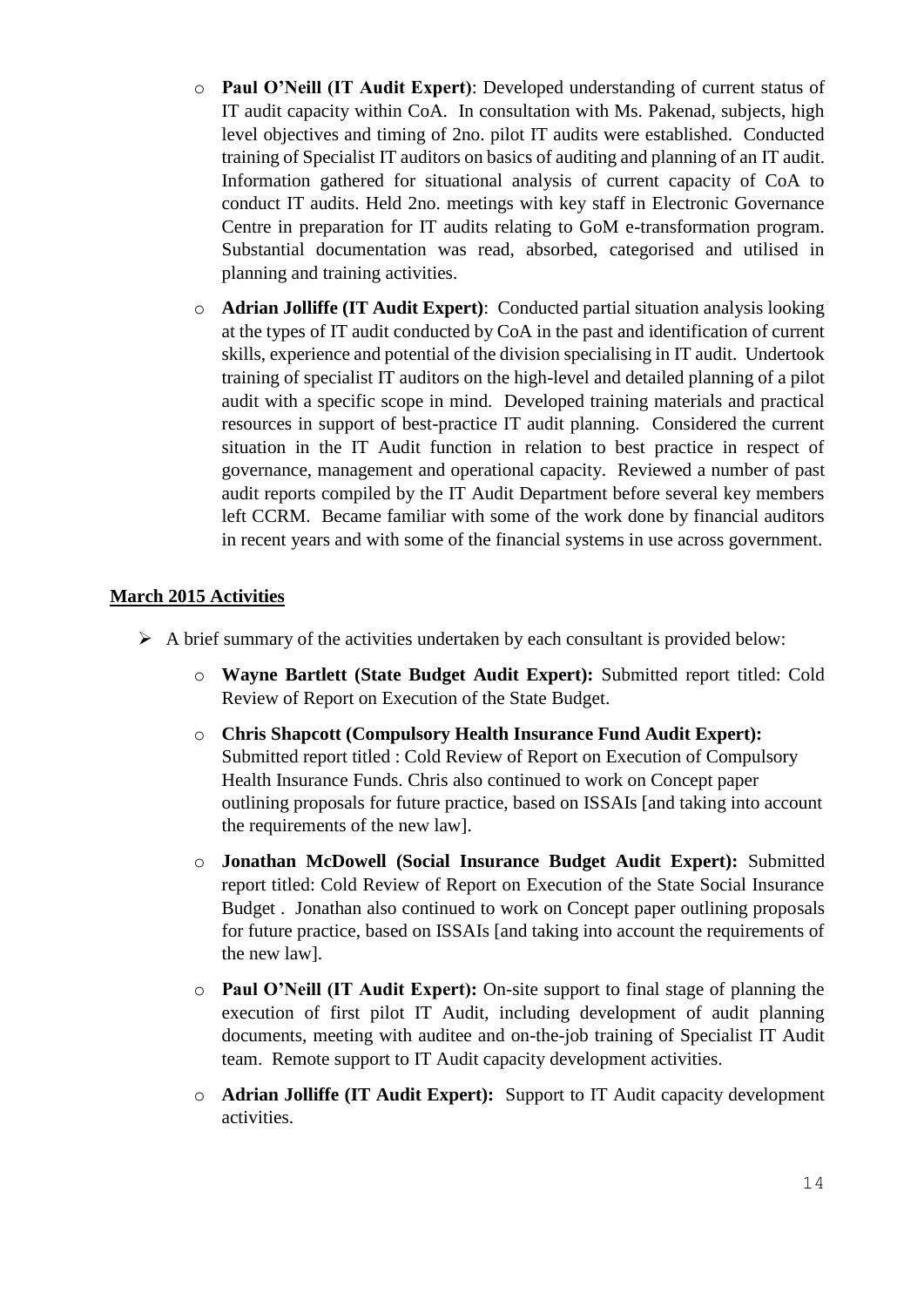- **Paul O'Neill (IT Audit Expert)**: Developed understanding of current status of IT audit capacity within CoA. In consultation with Ms. Pakenad, subjects, high level objectives and timing of 2no. pilot IT audits were established. Conducted training of Specialist IT auditors on basics of auditing and planning of an IT audit. Information gathered for situational analysis of current capacity of CoA to conduct IT audits. Held 2no. meetings with key staff in Electronic Governance Centre in preparation for IT audits relating to GoM e-transformation program. Substantial documentation was read, absorbed, categorised and utilised in planning and training activities.
- **Adrian Jolliffe (IT Audit Expert)**: Conducted partial situation analysis looking at the types of IT audit conducted by CoA in the past and identification of current skills, experience and potential of the division specialising in IT audit. Undertook training of specialist IT auditors on the high-level and detailed planning of a pilot audit with a specific scope in mind. Developed training materials and practical resources in support of best-practice IT audit planning. Considered the current situation in the IT Audit function in relation to best practice in respect of governance, management and operational capacity. Reviewed a number of past audit reports compiled by the IT Audit Department before several key members left CCRM. Became familiar with some of the work done by financial auditors in recent years and with some of the financial systems in use across government.

## March 2015 Activities

- A brief summary of the activities undertaken by each consultant is provided below:
  - **Wayne Bartlett (State Budget Audit Expert):** Submitted report titled: Cold Review of Report on Execution of the State Budget.
  - **Chris Shapcott (Compulsory Health Insurance Fund Audit Expert):** Submitted report titled : Cold Review of Report on Execution of Compulsory Health Insurance Funds. Chris also continued to work on Concept paper outlining proposals for future practice, based on ISSAIs [and taking into account the requirements of the new law].
  - **Jonathan McDowell (Social Insurance Budget Audit Expert):** Submitted report titled: Cold Review of Report on Execution of the State Social Insurance Budget . Jonathan also continued to work on Concept paper outlining proposals for future practice, based on ISSAIs [and taking into account the requirements of the new law].
  - **Paul O'Neill (IT Audit Expert):** On-site support to final stage of planning the execution of first pilot IT Audit, including development of audit planning documents, meeting with auditee and on-the-job training of Specialist IT Audit team. Remote support to IT Audit capacity development activities.
  - **Adrian Jolliffe (IT Audit Expert):** Support to IT Audit capacity development activities.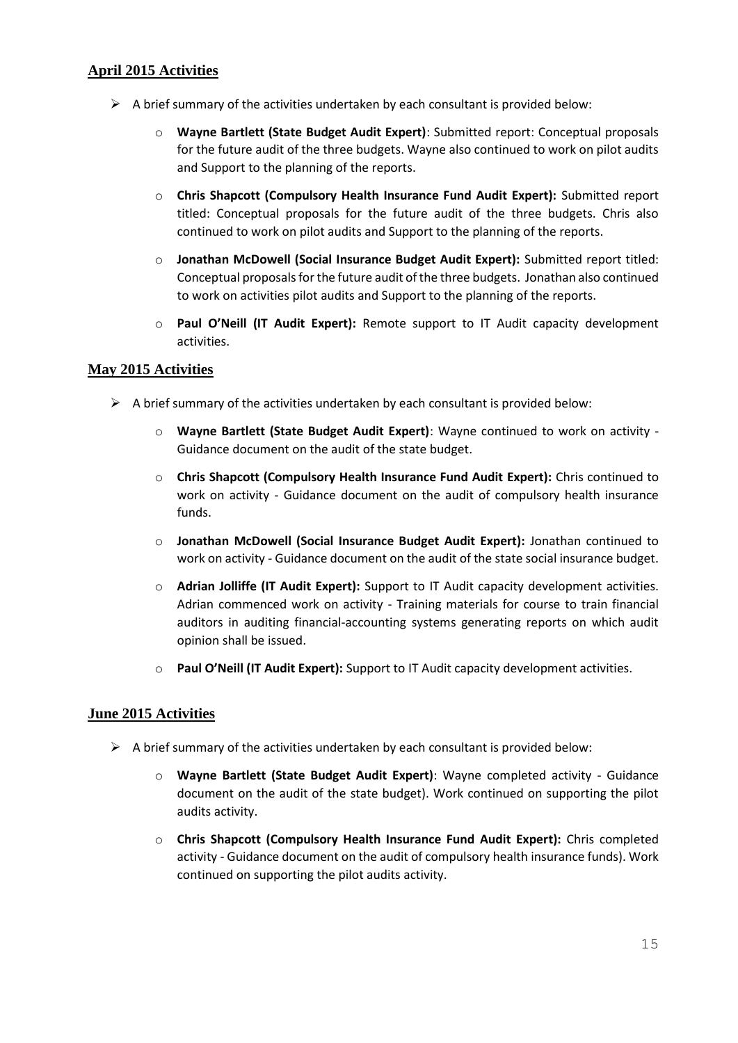## April 2015 Activities

- A brief summary of the activities undertaken by each consultant is provided below:
  - **Wayne Bartlett (State Budget Audit Expert)**: Submitted report: Conceptual proposals for the future audit of the three budgets. Wayne also continued to work on pilot audits and Support to the planning of the reports.
  - **Chris Shapcott (Compulsory Health Insurance Fund Audit Expert):** Submitted report titled: Conceptual proposals for the future audit of the three budgets. Chris also continued to work on pilot audits and Support to the planning of the reports.
  - **Jonathan McDowell (Social Insurance Budget Audit Expert):** Submitted report titled: Conceptual proposals for the future audit of the three budgets. Jonathan also continued to work on activities pilot audits and Support to the planning of the reports.
  - **Paul O'Neill (IT Audit Expert):** Remote support to IT Audit capacity development activities.

## May 2015 Activities

- A brief summary of the activities undertaken by each consultant is provided below:
  - **Wayne Bartlett (State Budget Audit Expert)**: Wayne continued to work on activity - Guidance document on the audit of the state budget.
  - **Chris Shapcott (Compulsory Health Insurance Fund Audit Expert):** Chris continued to work on activity - Guidance document on the audit of compulsory health insurance funds.
  - **Jonathan McDowell (Social Insurance Budget Audit Expert):** Jonathan continued to work on activity - Guidance document on the audit of the state social insurance budget.
  - **Adrian Jolliffe (IT Audit Expert):** Support to IT Audit capacity development activities. Adrian commenced work on activity - Training materials for course to train financial auditors in auditing financial-accounting systems generating reports on which audit opinion shall be issued.
  - **Paul O'Neill (IT Audit Expert):** Support to IT Audit capacity development activities.

## June 2015 Activities

- A brief summary of the activities undertaken by each consultant is provided below:
  - **Wayne Bartlett (State Budget Audit Expert)**: Wayne completed activity - Guidance document on the audit of the state budget). Work continued on supporting the pilot audits activity.
  - **Chris Shapcott (Compulsory Health Insurance Fund Audit Expert):** Chris completed activity - Guidance document on the audit of compulsory health insurance funds). Work continued on supporting the pilot audits activity.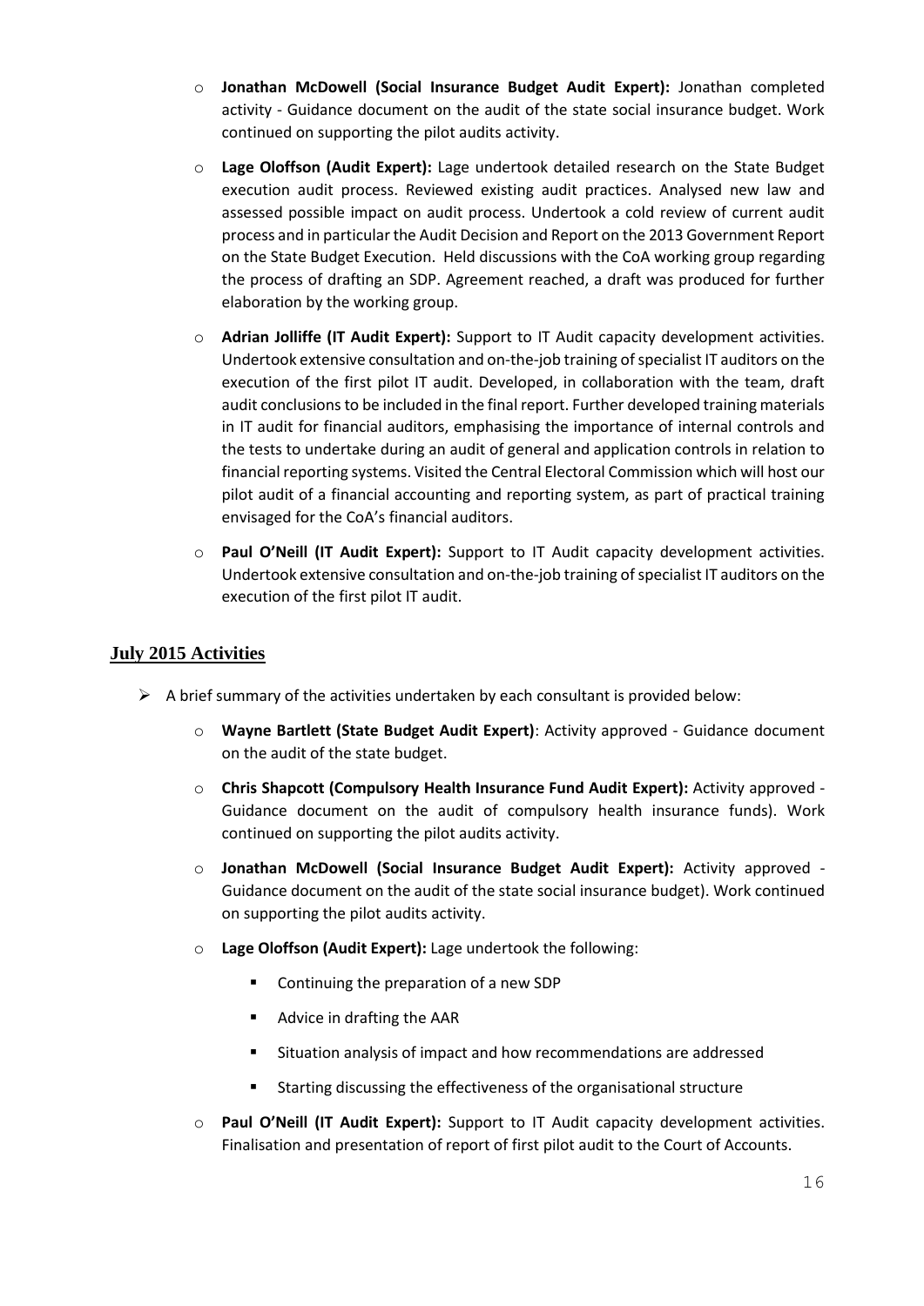- **Jonathan McDowell (Social Insurance Budget Audit Expert):** Jonathan completed activity - Guidance document on the audit of the state social insurance budget. Work continued on supporting the pilot audits activity.
- **Lage Oloffson (Audit Expert):** Lage undertook detailed research on the State Budget execution audit process. Reviewed existing audit practices. Analysed new law and assessed possible impact on audit process. Undertook a cold review of current audit process and in particular the Audit Decision and Report on the 2013 Government Report on the State Budget Execution. Held discussions with the CoA working group regarding the process of drafting an SDP. Agreement reached, a draft was produced for further elaboration by the working group.
- **Adrian Jolliffe (IT Audit Expert):** Support to IT Audit capacity development activities. Undertook extensive consultation and on-the-job training of specialist IT auditors on the execution of the first pilot IT audit. Developed, in collaboration with the team, draft audit conclusions to be included in the final report. Further developed training materials in IT audit for financial auditors, emphasising the importance of internal controls and the tests to undertake during an audit of general and application controls in relation to financial reporting systems. Visited the Central Electoral Commission which will host our pilot audit of a financial accounting and reporting system, as part of practical training envisaged for the CoA's financial auditors.
- **Paul O'Neill (IT Audit Expert):** Support to IT Audit capacity development activities. Undertook extensive consultation and on-the-job training of specialist IT auditors on the execution of the first pilot IT audit.

## July 2015 Activities

- A brief summary of the activities undertaken by each consultant is provided below:
  - **Wayne Bartlett (State Budget Audit Expert)**: Activity approved - Guidance document on the audit of the state budget.
  - **Chris Shapcott (Compulsory Health Insurance Fund Audit Expert):** Activity approved - Guidance document on the audit of compulsory health insurance funds). Work continued on supporting the pilot audits activity.
  - **Jonathan McDowell (Social Insurance Budget Audit Expert):** Activity approved - Guidance document on the audit of the state social insurance budget). Work continued on supporting the pilot audits activity.
  - **Lage Oloffson (Audit Expert):** Lage undertook the following:
    - Continuing the preparation of a new SDP
    - Advice in drafting the AAR
    - Situation analysis of impact and how recommendations are addressed
    - Starting discussing the effectiveness of the organisational structure
  - **Paul O'Neill (IT Audit Expert):** Support to IT Audit capacity development activities. Finalisation and presentation of report of first pilot audit to the Court of Accounts.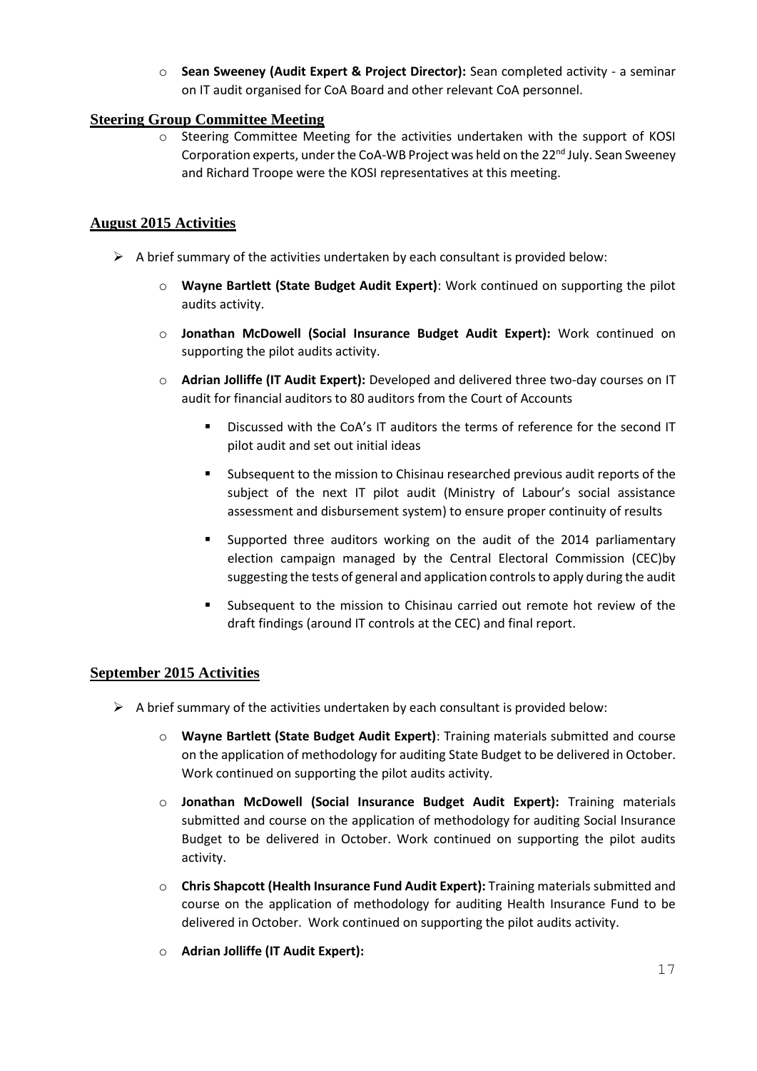- **Sean Sweeney (Audit Expert & Project Director):** Sean completed activity - a seminar on IT audit organised for CoA Board and other relevant CoA personnel.

## Steering Group Committee Meeting

- Steering Committee Meeting for the activities undertaken with the support of KOSI Corporation experts, under the CoA-WB Project was held on the 22nd July. Sean Sweeney and Richard Troope were the KOSI representatives at this meeting.

## August 2015 Activities

- A brief summary of the activities undertaken by each consultant is provided below:
  - **Wayne Bartlett (State Budget Audit Expert)**: Work continued on supporting the pilot audits activity.
  - **Jonathan McDowell (Social Insurance Budget Audit Expert):** Work continued on supporting the pilot audits activity.
  - **Adrian Jolliffe (IT Audit Expert):** Developed and delivered three two-day courses on IT audit for financial auditors to 80 auditors from the Court of Accounts
    - Discussed with the CoA's IT auditors the terms of reference for the second IT pilot audit and set out initial ideas
    - Subsequent to the mission to Chisinau researched previous audit reports of the subject of the next IT pilot audit (Ministry of Labour's social assistance assessment and disbursement system) to ensure proper continuity of results
    - Supported three auditors working on the audit of the 2014 parliamentary election campaign managed by the Central Electoral Commission (CEC)by suggesting the tests of general and application controls to apply during the audit
    - Subsequent to the mission to Chisinau carried out remote hot review of the draft findings (around IT controls at the CEC) and final report.

## September 2015 Activities

- A brief summary of the activities undertaken by each consultant is provided below:
  - **Wayne Bartlett (State Budget Audit Expert)**: Training materials submitted and course on the application of methodology for auditing State Budget to be delivered in October. Work continued on supporting the pilot audits activity.
  - **Jonathan McDowell (Social Insurance Budget Audit Expert):** Training materials submitted and course on the application of methodology for auditing Social Insurance Budget to be delivered in October. Work continued on supporting the pilot audits activity.
  - **Chris Shapcott (Health Insurance Fund Audit Expert):** Training materials submitted and course on the application of methodology for auditing Health Insurance Fund to be delivered in October. Work continued on supporting the pilot audits activity.
  - **Adrian Jolliffe (IT Audit Expert):**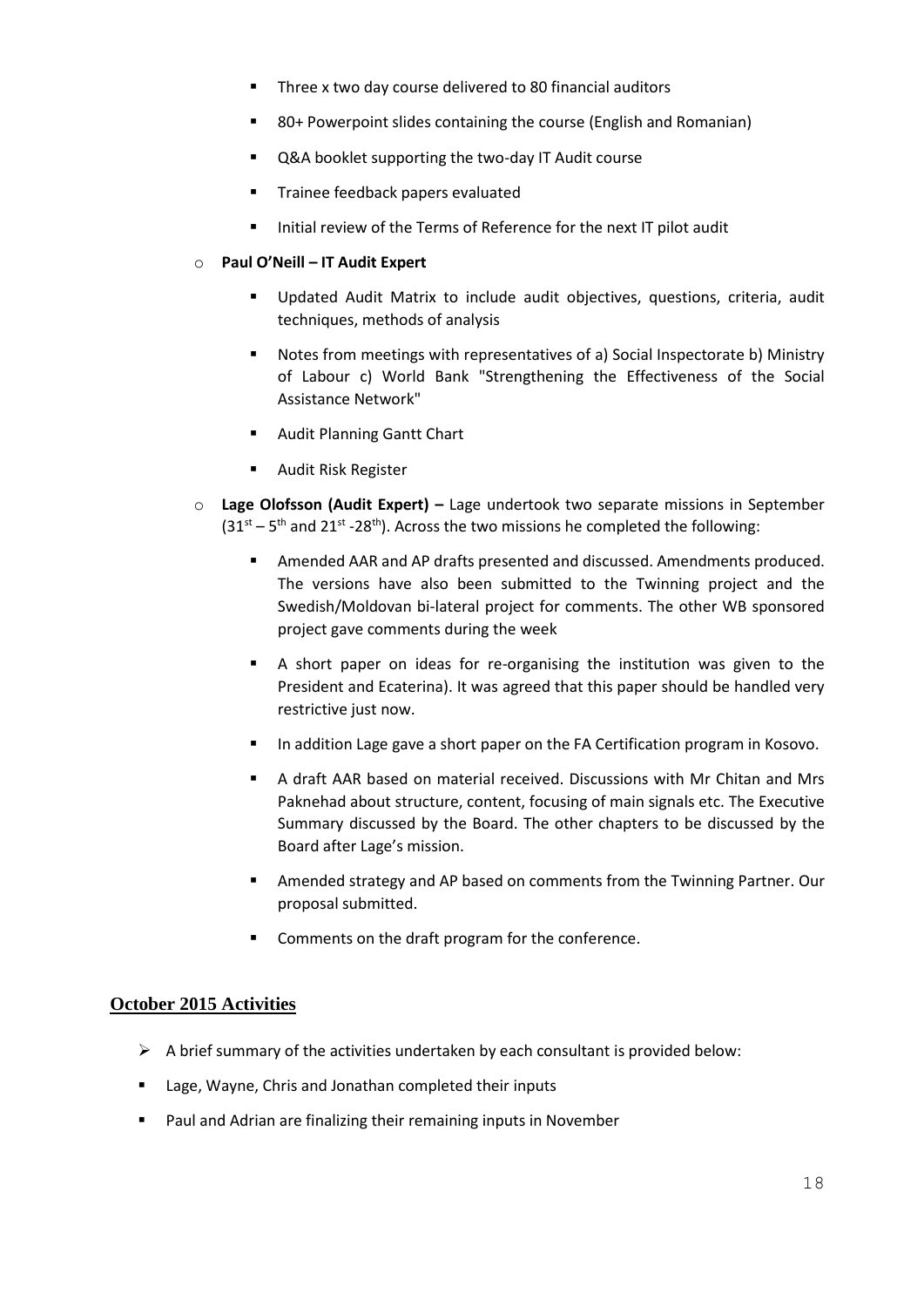- Three x two day course delivered to 80 financial auditors
    - 80+ Powerpoint slides containing the course (English and Romanian)
    - Q&A booklet supporting the two-day IT Audit course
    - Trainee feedback papers evaluated
    - Initial review of the Terms of Reference for the next IT pilot audit

- **Paul O'Neill – IT Audit Expert**
    - Updated Audit Matrix to include audit objectives, questions, criteria, audit techniques, methods of analysis
    - Notes from meetings with representatives of a) Social Inspectorate b) Ministry of Labour c) World Bank "Strengthening the Effectiveness of the Social Assistance Network"
    - Audit Planning Gantt Chart
    - Audit Risk Register

- **Lage Olofsson (Audit Expert) –** Lage undertook two separate missions in September (31st – 5th and 21st -28th). Across the two missions he completed the following:
    - Amended AAR and AP drafts presented and discussed. Amendments produced. The versions have also been submitted to the Twinning project and the Swedish/Moldovan bi-lateral project for comments. The other WB sponsored project gave comments during the week
    - A short paper on ideas for re-organising the institution was given to the President and Ecaterina). It was agreed that this paper should be handled very restrictive just now.
    - In addition Lage gave a short paper on the FA Certification program in Kosovo.
    - A draft AAR based on material received. Discussions with Mr Chitan and Mrs Paknehad about structure, content, focusing of main signals etc. The Executive Summary discussed by the Board. The other chapters to be discussed by the Board after Lage's mission.
    - Amended strategy and AP based on comments from the Twinning Partner. Our proposal submitted.
    - Comments on the draft program for the conference.

## October 2015 Activities

- A brief summary of the activities undertaken by each consultant is provided below:
- Lage, Wayne, Chris and Jonathan completed their inputs
- Paul and Adrian are finalizing their remaining inputs in November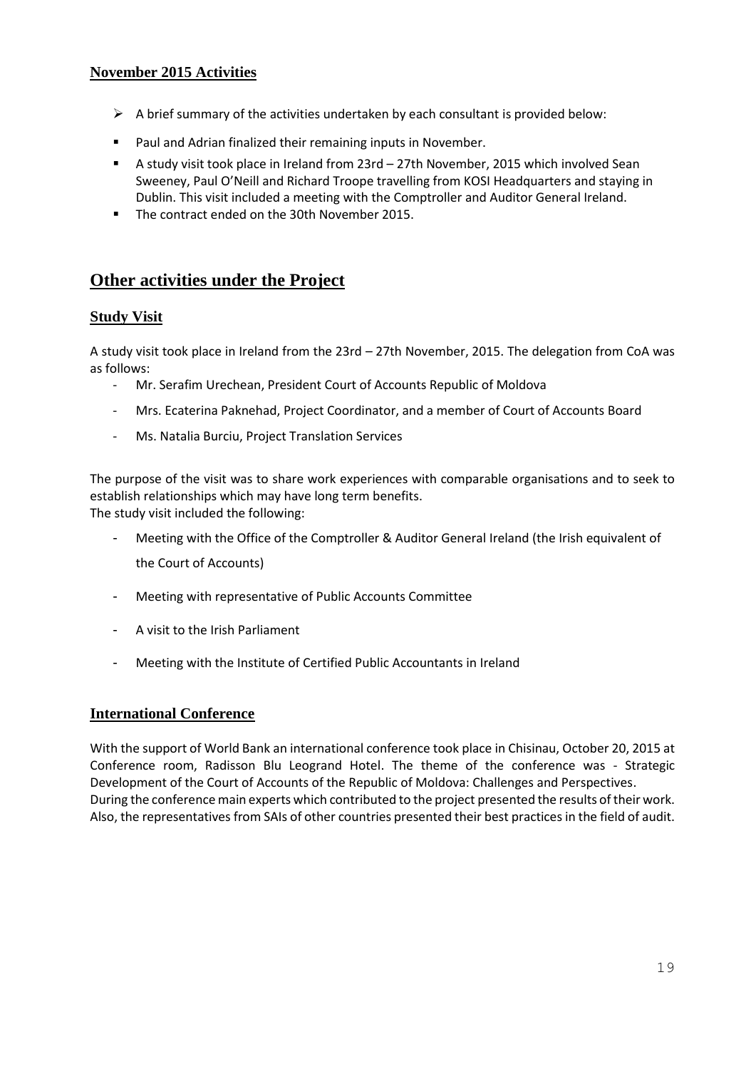### November 2015 Activities

- A brief summary of the activities undertaken by each consultant is provided below:
  - Paul and Adrian finalized their remaining inputs in November.
  - A study visit took place in Ireland from 23rd – 27th November, 2015 which involved Sean Sweeney, Paul O'Neill and Richard Troope travelling from KOSI Headquarters and staying in Dublin. This visit included a meeting with the Comptroller and Auditor General Ireland.
  - The contract ended on the 30th November 2015.

## Other activities under the Project

### Study Visit

A study visit took place in Ireland from the 23rd – 27th November, 2015. The delegation from CoA was as follows:

- Mr. Serafim Urechean, President Court of Accounts Republic of Moldova
- Mrs. Ecaterina Paknehad, Project Coordinator, and a member of Court of Accounts Board
- Ms. Natalia Burciu, Project Translation Services

The purpose of the visit was to share work experiences with comparable organisations and to seek to establish relationships which may have long term benefits.
The study visit included the following:

- Meeting with the Office of the Comptroller & Auditor General Ireland (the Irish equivalent of the Court of Accounts)
- Meeting with representative of Public Accounts Committee
- A visit to the Irish Parliament
- Meeting with the Institute of Certified Public Accountants in Ireland

### International Conference

With the support of World Bank an international conference took place in Chisinau, October 20, 2015 at Conference room, Radisson Blu Leogrand Hotel. The theme of the conference was - Strategic Development of the Court of Accounts of the Republic of Moldova: Challenges and Perspectives.
During the conference main experts which contributed to the project presented the results of their work. Also, the representatives from SAIs of other countries presented their best practices in the field of audit.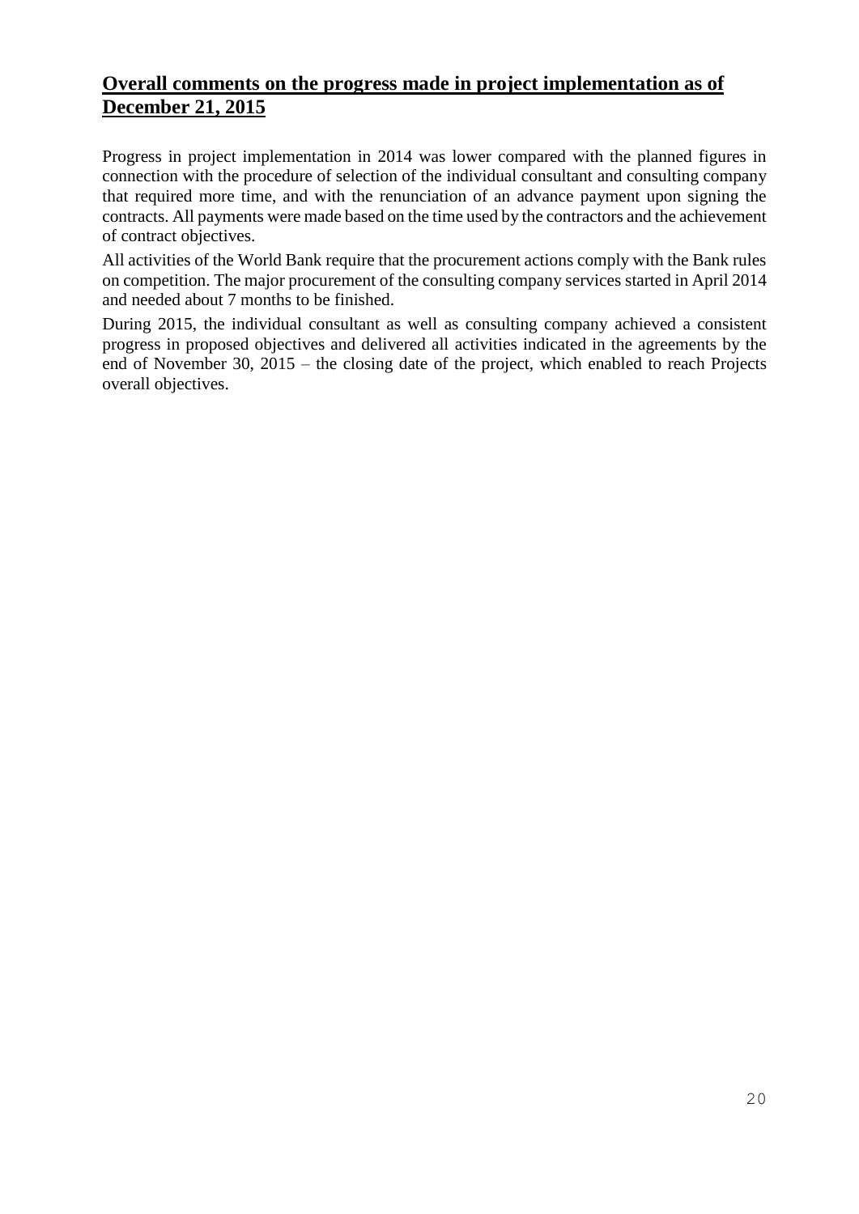## Overall comments on the progress made in project implementation as of December 21, 2015

Progress in project implementation in 2014 was lower compared with the planned figures in connection with the procedure of selection of the individual consultant and consulting company that required more time, and with the renunciation of an advance payment upon signing the contracts. All payments were made based on the time used by the contractors and the achievement of contract objectives.

All activities of the World Bank require that the procurement actions comply with the Bank rules on competition. The major procurement of the consulting company services started in April 2014 and needed about 7 months to be finished.

During 2015, the individual consultant as well as consulting company achieved a consistent progress in proposed objectives and delivered all activities indicated in the agreements by the end of November 30, 2015 – the closing date of the project, which enabled to reach Projects overall objectives.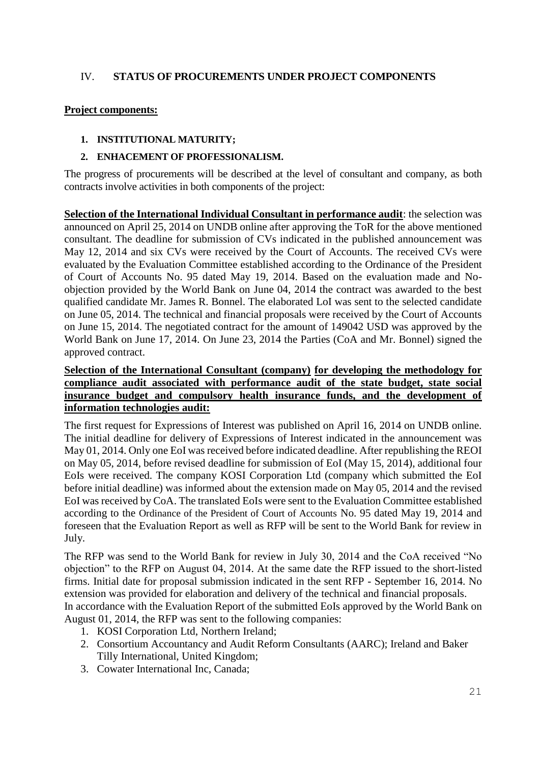## IV. **STATUS OF PROCUREMENTS UNDER PROJECT COMPONENTS**

**Project components:**

1. **INSTITUTIONAL MATURITY;**
2. **ENHACEMENT OF PROFESSIONALISM.**

The progress of procurements will be described at the level of consultant and company, as both contracts involve activities in both components of the project:

**Selection of the International Individual Consultant in performance audit**: the selection was announced on April 25, 2014 on UNDB online after approving the ToR for the above mentioned consultant. The deadline for submission of CVs indicated in the published announcement was May 12, 2014 and six CVs were received by the Court of Accounts. The received CVs were evaluated by the Evaluation Committee established according to the Ordinance of the President of Court of Accounts No. 95 dated May 19, 2014. Based on the evaluation made and No-objection provided by the World Bank on June 04, 2014 the contract was awarded to the best qualified candidate Mr. James R. Bonnel. The elaborated LoI was sent to the selected candidate on June 05, 2014. The technical and financial proposals were received by the Court of Accounts on June 15, 2014. The negotiated contract for the amount of 149042 USD was approved by the World Bank on June 17, 2014. On June 23, 2014 the Parties (CoA and Mr. Bonnel) signed the approved contract.

**Selection of the International Consultant (company) for developing the methodology for compliance audit associated with performance audit of the state budget, state social insurance budget and compulsory health insurance funds, and the development of information technologies audit:**

The first request for Expressions of Interest was published on April 16, 2014 on UNDB online. The initial deadline for delivery of Expressions of Interest indicated in the announcement was May 01, 2014. Only one EoI was received before indicated deadline. After republishing the REOI on May 05, 2014, before revised deadline for submission of EoI (May 15, 2014), additional four EoIs were received. The company KOSI Corporation Ltd (company which submitted the EoI before initial deadline) was informed about the extension made on May 05, 2014 and the revised EoI was received by CoA. The translated EoIs were sent to the Evaluation Committee established according to the Ordinance of the President of Court of Accounts No. 95 dated May 19, 2014 and foreseen that the Evaluation Report as well as RFP will be sent to the World Bank for review in July.

The RFP was send to the World Bank for review in July 30, 2014 and the CoA received "No objection" to the RFP on August 04, 2014. At the same date the RFP issued to the short-listed firms. Initial date for proposal submission indicated in the sent RFP - September 16, 2014. No extension was provided for elaboration and delivery of the technical and financial proposals.
In accordance with the Evaluation Report of the submitted EoIs approved by the World Bank on August 01, 2014, the RFP was sent to the following companies:

1. KOSI Corporation Ltd, Northern Ireland;
2. Consortium Accountancy and Audit Reform Consultants (AARC); Ireland and Baker Tilly International, United Kingdom;
3. Cowater International Inc, Canada;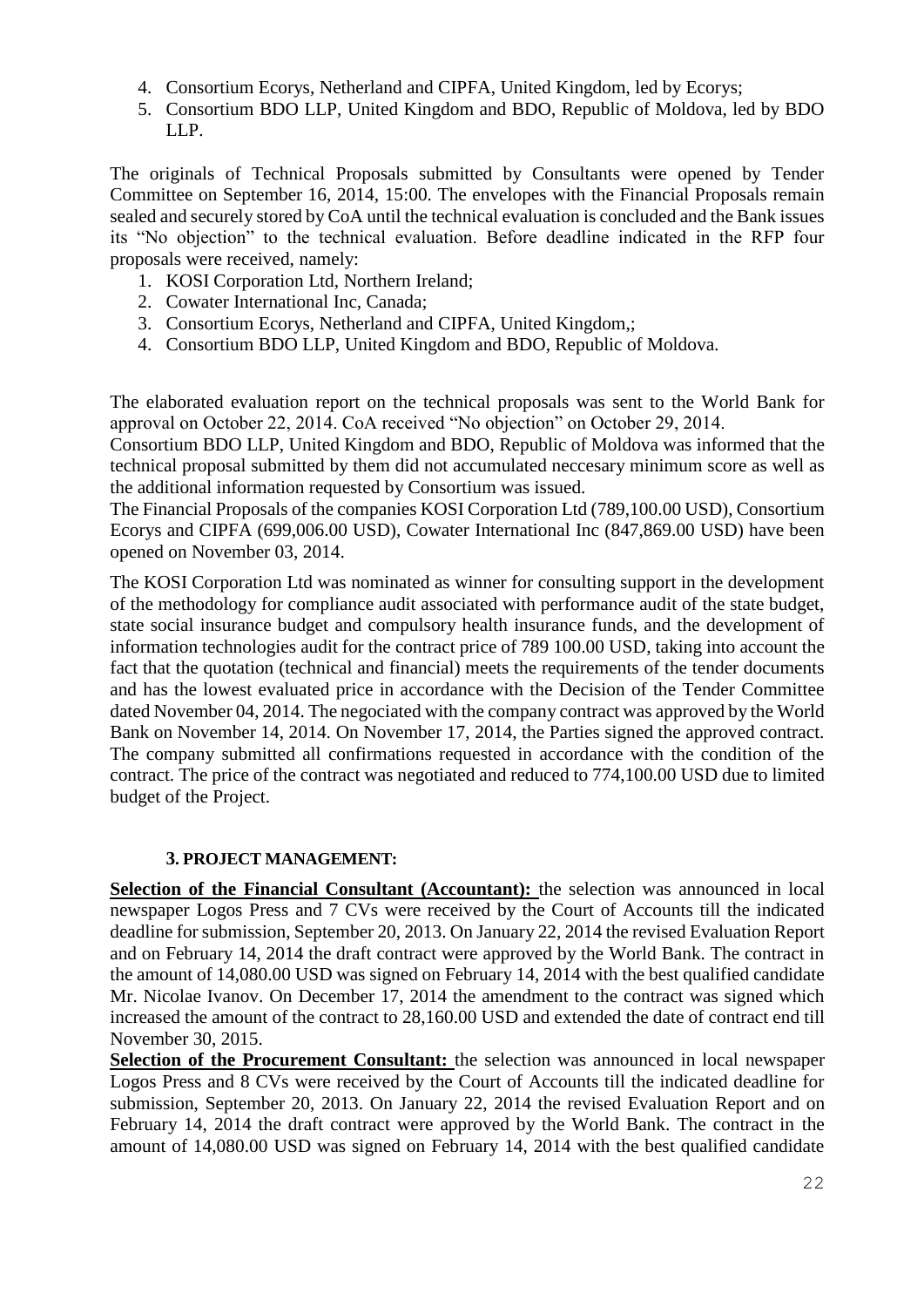4. Consortium Ecorys, Netherland and CIPFA, United Kingdom, led by Ecorys;
5. Consortium BDO LLP, United Kingdom and BDO, Republic of Moldova, led by BDO LLP.

The originals of Technical Proposals submitted by Consultants were opened by Tender Committee on September 16, 2014, 15:00. The envelopes with the Financial Proposals remain sealed and securely stored by CoA until the technical evaluation is concluded and the Bank issues its "No objection" to the technical evaluation. Before deadline indicated in the RFP four proposals were received, namely:

1. KOSI Corporation Ltd, Northern Ireland;
2. Cowater International Inc, Canada;
3. Consortium Ecorys, Netherland and CIPFA, United Kingdom,;
4. Consortium BDO LLP, United Kingdom and BDO, Republic of Moldova.

The elaborated evaluation report on the technical proposals was sent to the World Bank for approval on October 22, 2014. CoA received "No objection" on October 29, 2014.
Consortium BDO LLP, United Kingdom and BDO, Republic of Moldova was informed that the technical proposal submitted by them did not accumulated neccesary minimum score as well as the additional information requested by Consortium was issued.
The Financial Proposals of the companies KOSI Corporation Ltd (789,100.00 USD), Consortium Ecorys and CIPFA (699,006.00 USD), Cowater International Inc (847,869.00 USD) have been opened on November 03, 2014.

The KOSI Corporation Ltd was nominated as winner for consulting support in the development of the methodology for compliance audit associated with performance audit of the state budget, state social insurance budget and compulsory health insurance funds, and the development of information technologies audit for the contract price of 789 100.00 USD, taking into account the fact that the quotation (technical and financial) meets the requirements of the tender documents and has the lowest evaluated price in accordance with the Decision of the Tender Committee dated November 04, 2014. The negociated with the company contract was approved by the World Bank on November 14, 2014. On November 17, 2014, the Parties signed the approved contract. The company submitted all confirmations requested in accordance with the condition of the contract. The price of the contract was negotiated and reduced to 774,100.00 USD due to limited budget of the Project.

### 3. PROJECT MANAGEMENT:

**Selection of the Financial Consultant (Accountant):** the selection was announced in local newspaper Logos Press and 7 CVs were received by the Court of Accounts till the indicated deadline for submission, September 20, 2013. On January 22, 2014 the revised Evaluation Report and on February 14, 2014 the draft contract were approved by the World Bank. The contract in the amount of 14,080.00 USD was signed on February 14, 2014 with the best qualified candidate Mr. Nicolae Ivanov. On December 17, 2014 the amendment to the contract was signed which increased the amount of the contract to 28,160.00 USD and extended the date of contract end till November 30, 2015.

**Selection of the Procurement Consultant:** the selection was announced in local newspaper Logos Press and 8 CVs were received by the Court of Accounts till the indicated deadline for submission, September 20, 2013. On January 22, 2014 the revised Evaluation Report and on February 14, 2014 the draft contract were approved by the World Bank. The contract in the amount of 14,080.00 USD was signed on February 14, 2014 with the best qualified candidate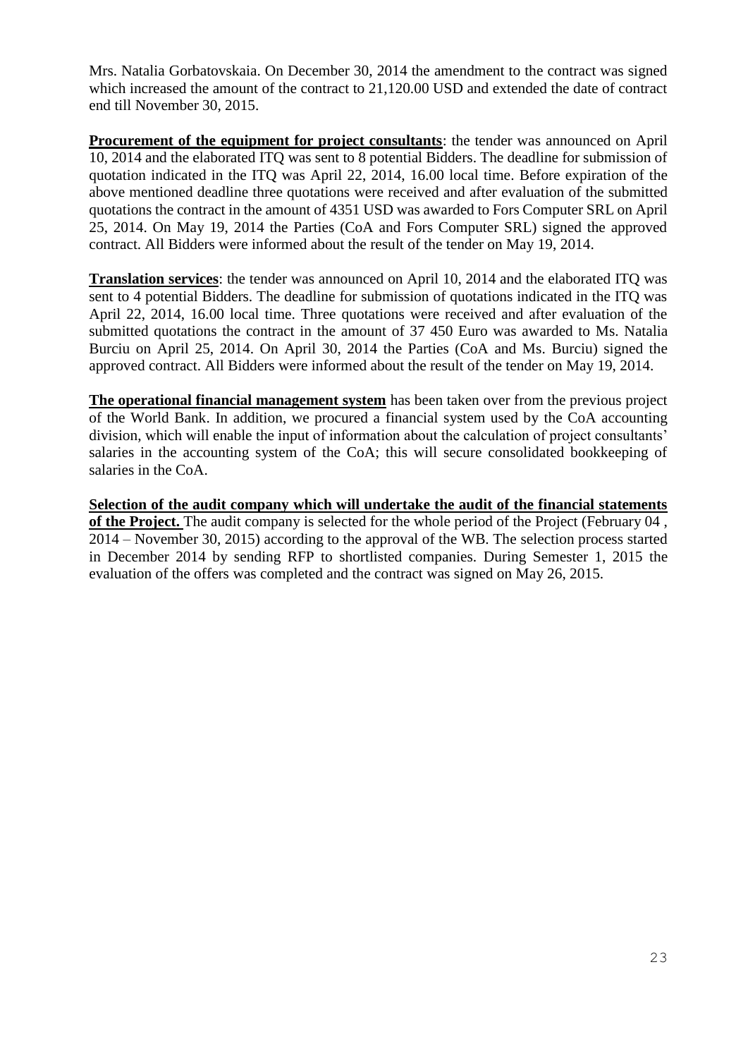Mrs. Natalia Gorbatovskaia. On December 30, 2014 the amendment to the contract was signed which increased the amount of the contract to 21,120.00 USD and extended the date of contract end till November 30, 2015.

**Procurement of the equipment for project consultants**: the tender was announced on April 10, 2014 and the elaborated ITQ was sent to 8 potential Bidders. The deadline for submission of quotation indicated in the ITQ was April 22, 2014, 16.00 local time. Before expiration of the above mentioned deadline three quotations were received and after evaluation of the submitted quotations the contract in the amount of 4351 USD was awarded to Fors Computer SRL on April 25, 2014. On May 19, 2014 the Parties (CoA and Fors Computer SRL) signed the approved contract. All Bidders were informed about the result of the tender on May 19, 2014.

**Translation services**: the tender was announced on April 10, 2014 and the elaborated ITQ was sent to 4 potential Bidders. The deadline for submission of quotations indicated in the ITQ was April 22, 2014, 16.00 local time. Three quotations were received and after evaluation of the submitted quotations the contract in the amount of 37 450 Euro was awarded to Ms. Natalia Burciu on April 25, 2014. On April 30, 2014 the Parties (CoA and Ms. Burciu) signed the approved contract. All Bidders were informed about the result of the tender on May 19, 2014.

**The operational financial management system** has been taken over from the previous project of the World Bank. In addition, we procured a financial system used by the CoA accounting division, which will enable the input of information about the calculation of project consultants' salaries in the accounting system of the CoA; this will secure consolidated bookkeeping of salaries in the CoA.

**Selection of the audit company which will undertake the audit of the financial statements of the Project.** The audit company is selected for the whole period of the Project (February 04 , 2014 – November 30, 2015) according to the approval of the WB. The selection process started in December 2014 by sending RFP to shortlisted companies. During Semester 1, 2015 the evaluation of the offers was completed and the contract was signed on May 26, 2015.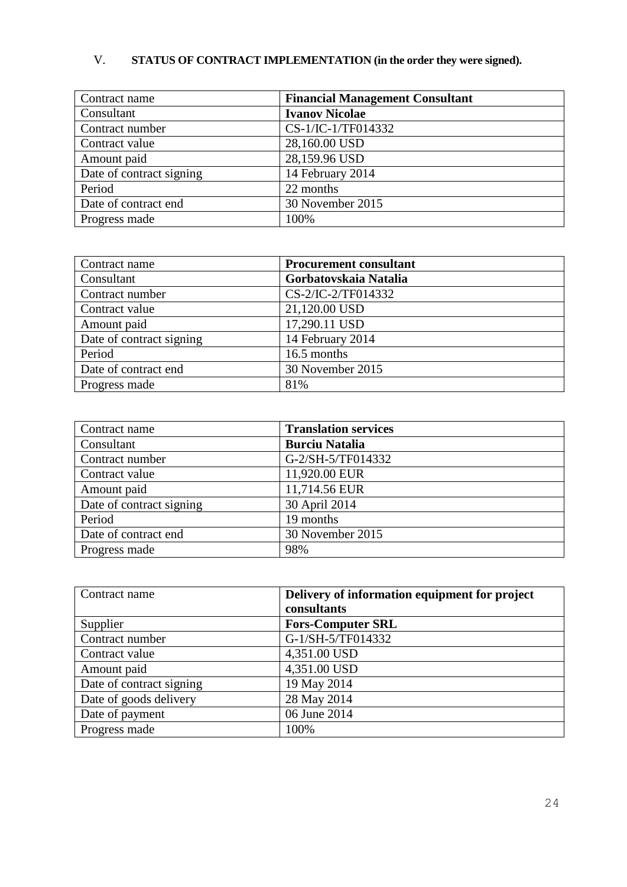## V. STATUS OF CONTRACT IMPLEMENTATION (in the order they were signed).

| Contract name | **Financial Management Consultant** |
|---|---|
| Consultant | **Ivanov Nicolae** |
| Contract number | CS-1/IC-1/TF014332 |
| Contract value | 28,160.00 USD |
| Amount paid | 28,159.96 USD |
| Date of contract signing | 14 February 2014 |
| Period | 22 months |
| Date of contract end | 30 November 2015 |
| Progress made | 100% |

| Contract name | **Procurement consultant** |
|---|---|
| Consultant | **Gorbatovskaia Natalia** |
| Contract number | CS-2/IC-2/TF014332 |
| Contract value | 21,120.00 USD |
| Amount paid | 17,290.11 USD |
| Date of contract signing | 14 February 2014 |
| Period | 16.5 months |
| Date of contract end | 30 November 2015 |
| Progress made | 81% |

| Contract name | **Translation services** |
|---|---|
| Consultant | **Burciu Natalia** |
| Contract number | G-2/SH-5/TF014332 |
| Contract value | 11,920.00 EUR |
| Amount paid | 11,714.56 EUR |
| Date of contract signing | 30 April 2014 |
| Period | 19 months |
| Date of contract end | 30 November 2015 |
| Progress made | 98% |

| Contract name | **Delivery of information equipment for project consultants** |
|---|---|
| Supplier | **Fors-Computer SRL** |
| Contract number | G-1/SH-5/TF014332 |
| Contract value | 4,351.00 USD |
| Amount paid | 4,351.00 USD |
| Date of contract signing | 19 May 2014 |
| Date of goods delivery | 28 May 2014 |
| Date of payment | 06 June 2014 |
| Progress made | 100% |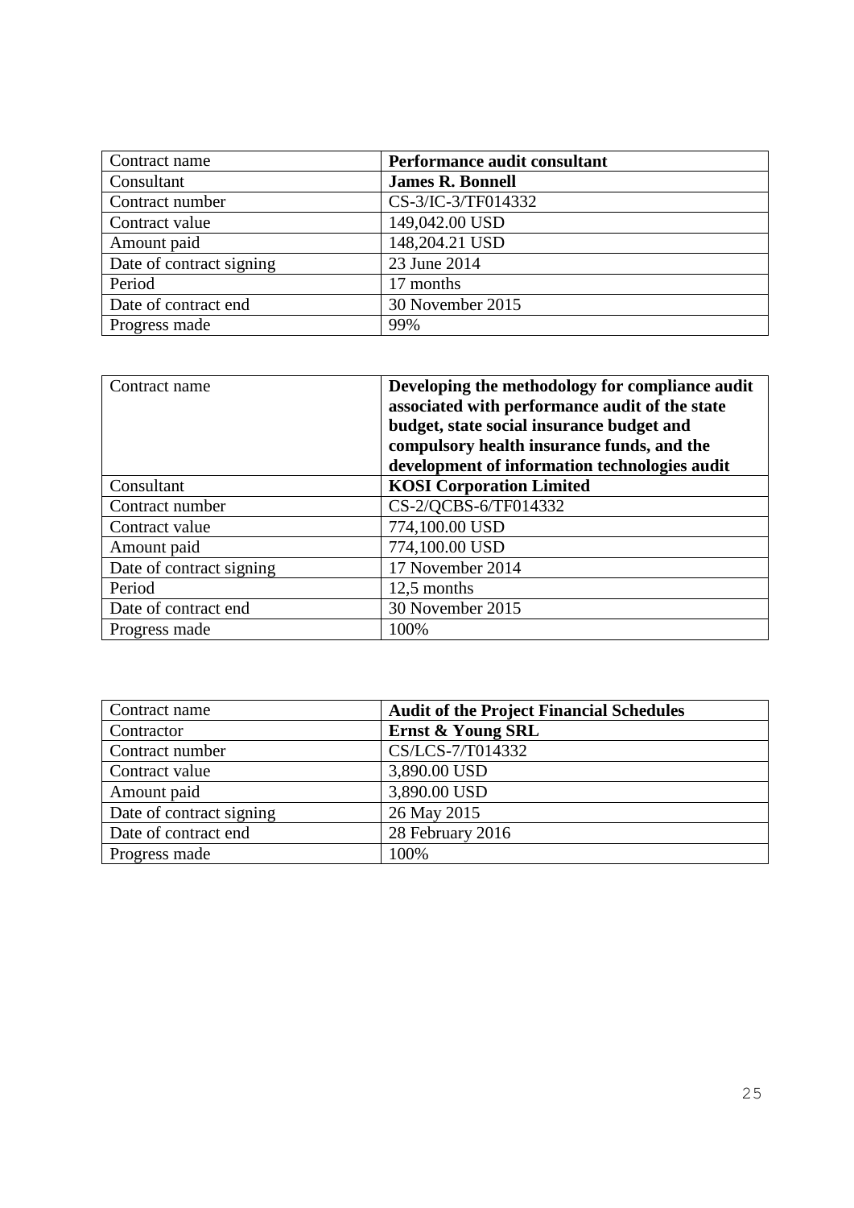| Contract name | **Performance audit consultant** |
|---|---|
| Consultant | **James R. Bonnell** |
| Contract number | CS-3/IC-3/TF014332 |
| Contract value | 149,042.00 USD |
| Amount paid | 148,204.21 USD |
| Date of contract signing | 23 June 2014 |
| Period | 17 months |
| Date of contract end | 30 November 2015 |
| Progress made | 99% |

| Contract name | **Developing the methodology for compliance audit associated with performance audit of the state budget, state social insurance budget and compulsory health insurance funds, and the development of information technologies audit** |
|---|---|
| Consultant | **KOSI Corporation Limited** |
| Contract number | CS-2/QCBS-6/TF014332 |
| Contract value | 774,100.00 USD |
| Amount paid | 774,100.00 USD |
| Date of contract signing | 17 November 2014 |
| Period | 12,5 months |
| Date of contract end | 30 November 2015 |
| Progress made | 100% |

| Contract name | **Audit of the Project Financial Schedules** |
|---|---|
| Contractor | **Ernst & Young SRL** |
| Contract number | CS/LCS-7/T014332 |
| Contract value | 3,890.00 USD |
| Amount paid | 3,890.00 USD |
| Date of contract signing | 26 May 2015 |
| Date of contract end | 28 February 2016 |
| Progress made | 100% |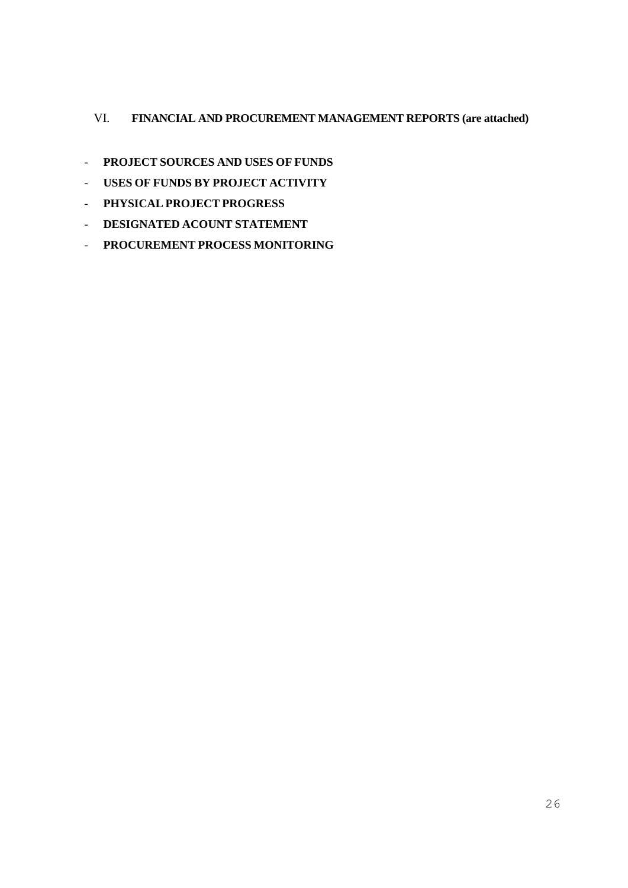## VI. **FINANCIAL AND PROCUREMENT MANAGEMENT REPORTS (are attached)**

- **PROJECT SOURCES AND USES OF FUNDS**
- **USES OF FUNDS BY PROJECT ACTIVITY**
- **PHYSICAL PROJECT PROGRESS**
- **DESIGNATED ACOUNT STATEMENT**
- **PROCUREMENT PROCESS MONITORING**